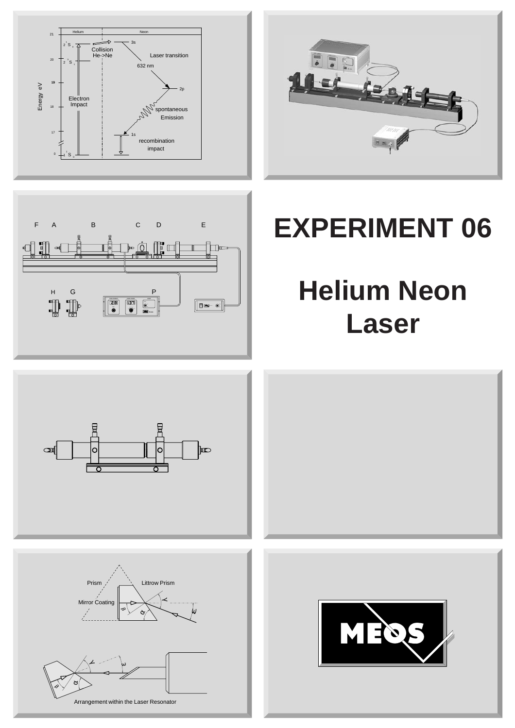# EXPERIMENT 06

# Helium Neon Laser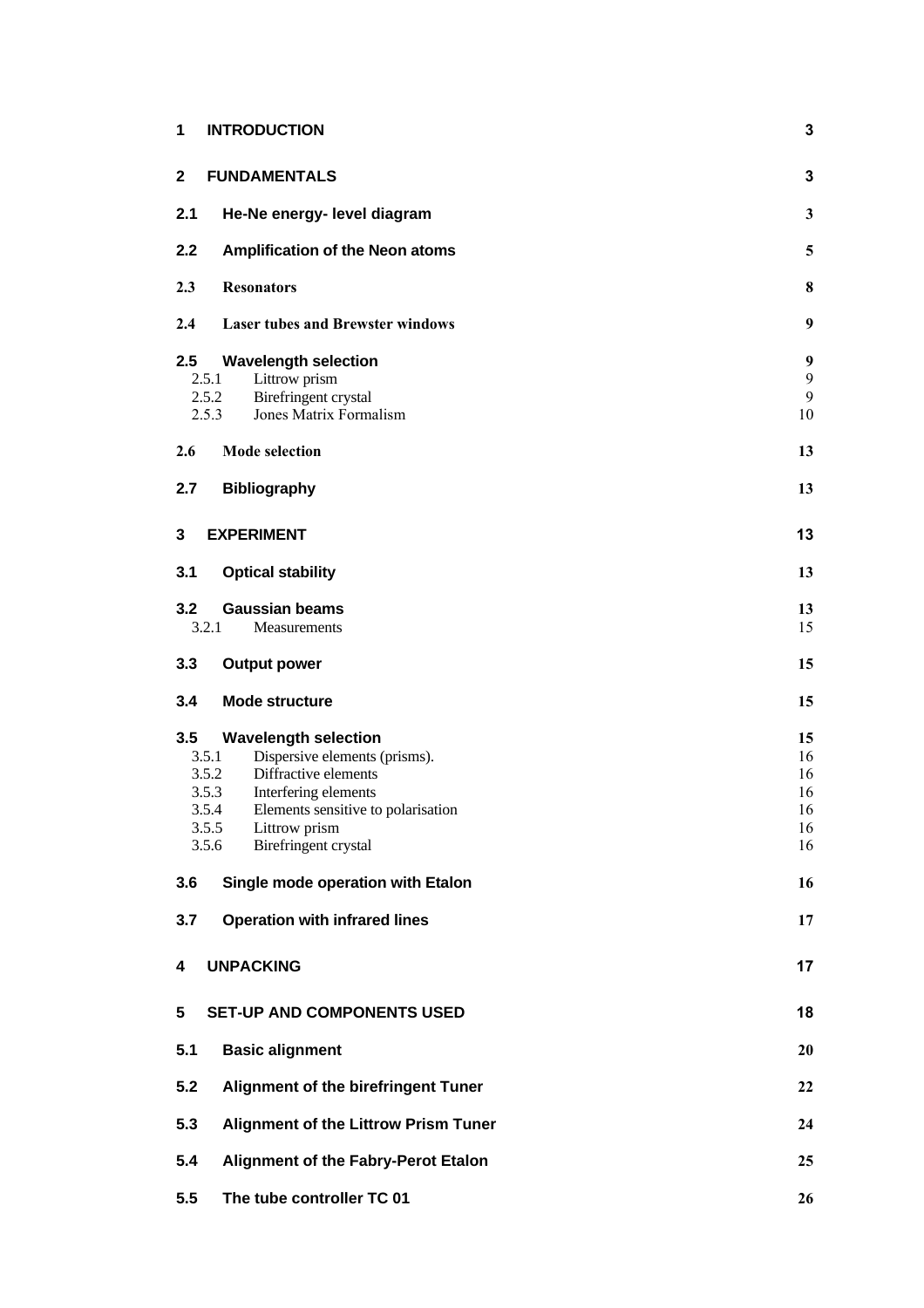| | | |
|---|---|---|
| **1** | **INTRODUCTION** | **3** |
| **2** | **FUNDAMENTALS** | **3** |
| **2.1** | **He-Ne energy- level diagram** | **3** |
| **2.2** | **Amplification of the Neon atoms** | **5** |
| **2.3** | **Resonators** | **8** |
| **2.4** | **Laser tubes and Brewster windows** | **9** |
| **2.5** | **Wavelength selection** | **9** |
| 2.5.1 | Littrow prism | 9 |
| 2.5.2 | Birefringent crystal | 9 |
| 2.5.3 | Jones Matrix Formalism | 10 |
| **2.6** | **Mode selection** | **13** |
| **2.7** | **Bibliography** | **13** |
| **3** | **EXPERIMENT** | **13** |
| **3.1** | **Optical stability** | **13** |
| **3.2** | **Gaussian beams** | **13** |
| 3.2.1 | Measurements | 15 |
| **3.3** | **Output power** | **15** |
| **3.4** | **Mode structure** | **15** |
| **3.5** | **Wavelength selection** | **15** |
| 3.5.1 | Dispersive elements (prisms). | 16 |
| 3.5.2 | Diffractive elements | 16 |
| 3.5.3 | Interfering elements | 16 |
| 3.5.4 | Elements sensitive to polarisation | 16 |
| 3.5.5 | Littrow prism | 16 |
| 3.5.6 | Birefringent crystal | 16 |
| **3.6** | **Single mode operation with Etalon** | **16** |
| **3.7** | **Operation with infrared lines** | **17** |
| **4** | **UNPACKING** | **17** |
| **5** | **SET-UP AND COMPONENTS USED** | **18** |
| **5.1** | **Basic alignment** | **20** |
| **5.2** | **Alignment of the birefringent Tuner** | **22** |
| **5.3** | **Alignment of the Littrow Prism Tuner** | **24** |
| **5.4** | **Alignment of the Fabry-Perot Etalon** | **25** |
| **5.5** | **The tube controller TC 01** | **26** |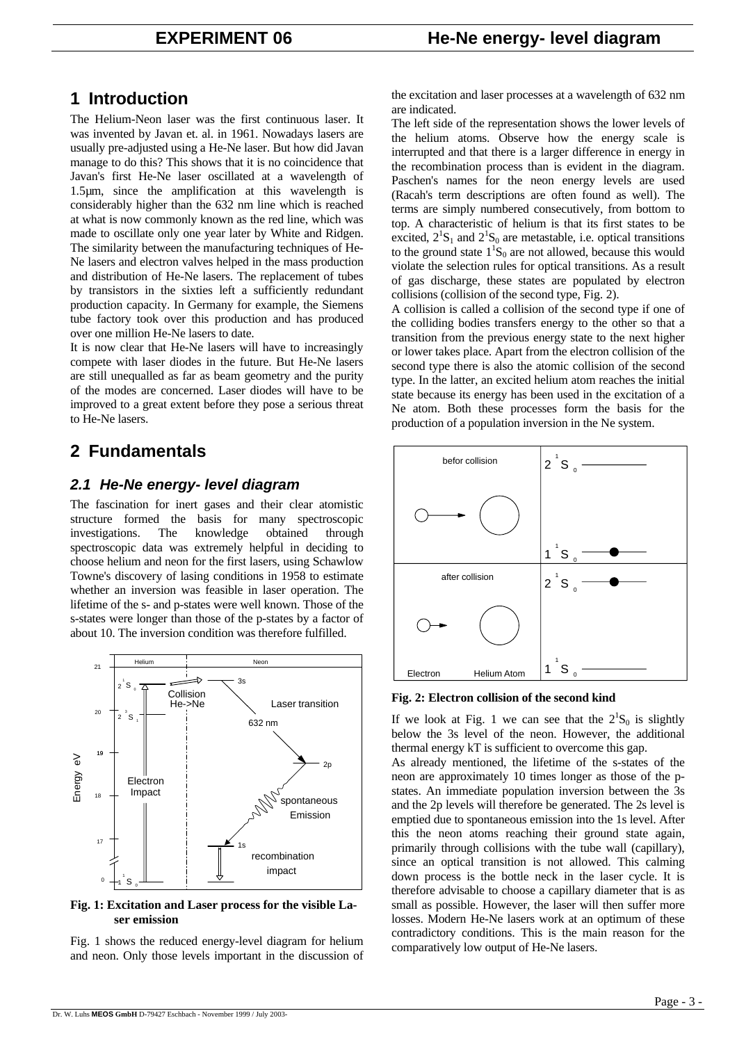# 1 Introduction

The Helium-Neon laser was the first continuous laser. It was invented by Javan et. al. in 1961. Nowadays lasers are usually pre-adjusted using a He-Ne laser. But how did Javan manage to do this? This shows that it is no coincidence that Javan's first He-Ne laser oscillated at a wavelength of 1.5µm, since the amplification at this wavelength is considerably higher than the 632 nm line which is reached at what is now commonly known as the red line, which was made to oscillate only one year later by White and Ridgen. The similarity between the manufacturing techniques of He-Ne lasers and electron valves helped in the mass production and distribution of He-Ne lasers. The replacement of tubes by transistors in the sixties left a sufficiently redundant production capacity. In Germany for example, the Siemens tube factory took over this production and has produced over one million He-Ne lasers to date.

It is now clear that He-Ne lasers will have to increasingly compete with laser diodes in the future. But He-Ne lasers are still unequalled as far as beam geometry and the purity of the modes are concerned. Laser diodes will have to be improved to a great extent before they pose a serious threat to He-Ne lasers.

# 2 Fundamentals

## 2.1 He-Ne energy- level diagram

The fascination for inert gases and their clear atomistic structure formed the basis for many spectroscopic investigations. The knowledge obtained through spectroscopic data was extremely helpful in deciding to choose helium and neon for the first lasers, using Schawlow Towne's discovery of lasing conditions in 1958 to estimate whether an inversion was feasible in laser operation. The lifetime of the s- and p-states were well known. Those of the s-states were longer than those of the p-states by a factor of about 10. The inversion condition was therefore fulfilled.

**Fig. 1: Excitation and Laser process for the visible Laser emission**

Fig. 1 shows the reduced energy-level diagram for helium and neon. Only those levels important in the discussion of the excitation and laser processes at a wavelength of 632 nm are indicated.

The left side of the representation shows the lower levels of the helium atoms. Observe how the energy scale is interrupted and that there is a larger difference in energy in the recombination process than is evident in the diagram. Paschen's names for the neon energy levels are used (Racah's term descriptions are often found as well). The terms are simply numbered consecutively, from bottom to top. A characteristic of helium is that its first states to be excited, $2^1S_1$ and $2^1S_0$ are metastable, i.e. optical transitions to the ground state $1^1S_0$ are not allowed, because this would violate the selection rules for optical transitions. As a result of gas discharge, these states are populated by electron collisions (collision of the second type, Fig. 2).

A collision is called a collision of the second type if one of the colliding bodies transfers energy to the other so that a transition from the previous energy state to the next higher or lower takes place. Apart from the electron collision of the second type there is also the atomic collision of the second type. In the latter, an excited helium atom reaches the initial state because its energy has been used in the excitation of a Ne atom. Both these processes form the basis for the production of a population inversion in the Ne system.

**Fig. 2: Electron collision of the second kind**

If we look at Fig. 1 we can see that the $2^1S_0$ is slightly below the 3s level of the neon. However, the additional thermal energy kT is sufficient to overcome this gap.

As already mentioned, the lifetime of the s-states of the neon are approximately 10 times longer as those of the p-states. An immediate population inversion between the 3s and the 2p levels will therefore be generated. The 2s level is emptied due to spontaneous emission into the 1s level. After this the neon atoms reaching their ground state again, primarily through collisions with the tube wall (capillary), since an optical transition is not allowed. This calming down process is the bottle neck in the laser cycle. It is therefore advisable to choose a capillary diameter that is as small as possible. However, the laser will then suffer more losses. Modern He-Ne lasers work at an optimum of these contradictory conditions. This is the main reason for the comparatively low output of He-Ne lasers.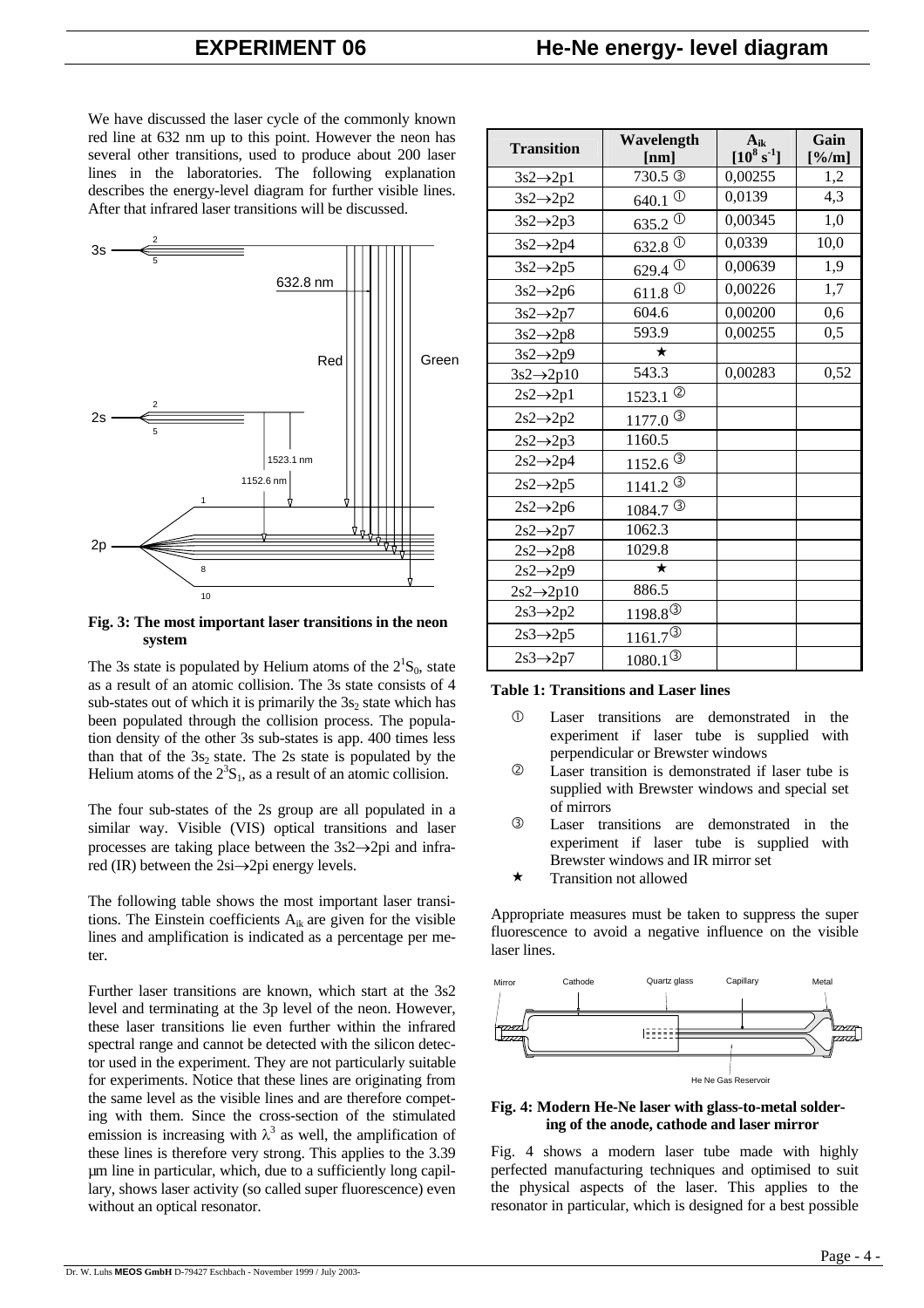## EXPERIMENT 06 He-Ne energy- level diagram

We have discussed the laser cycle of the commonly known red line at 632 nm up to this point. However the neon has several other transitions, used to produce about 200 laser lines in the laboratories. The following explanation describes the energy-level diagram for further visible lines. After that infrared laser transitions will be discussed.

**Fig. 3: The most important laser transitions in the neon system**

The 3s state is populated by Helium atoms of the $2^1S_0$, state as a result of an atomic collision. The 3s state consists of 4 sub-states out of which it is primarily the $3s_2$ state which has been populated through the collision process. The population density of the other 3s sub-states is app. 400 times less than that of the $3s_2$ state. The 2s state is populated by the Helium atoms of the $2^3S_1$, as a result of an atomic collision.

The four sub-states of the 2s group are all populated in a similar way. Visible (VIS) optical transitions and laser processes are taking place between the 3s2→2pi and infrared (IR) between the 2si→2pi energy levels.

The following table shows the most important laser transitions. The Einstein coefficients $A_{ik}$ are given for the visible lines and amplification is indicated as a percentage per meter.

Further laser transitions are known, which start at the 3s2 level and terminating at the 3p level of the neon. However, these laser transitions lie even further within the infrared spectral range and cannot be detected with the silicon detector used in the experiment. They are not particularly suitable for experiments. Notice that these lines are originating from the same level as the visible lines and are therefore competing with them. Since the cross-section of the stimulated emission is increasing with $\lambda^3$ as well, the amplification of these lines is therefore very strong. This applies to the 3.39 µm line in particular, which, due to a sufficiently long capillary, shows laser activity (so called super fluorescence) even without an optical resonator.

| Transition | Wavelength [nm] | $A_{ik}$ $[10^8\ s^{-1}]$ | Gain [%/m] |
|---|---|---|---|
| 3s2→2p1 | 730.5 ③ | 0,00255 | 1,2 |
| 3s2→2p2 | 640.1 ① | 0,0139 | 4,3 |
| 3s2→2p3 | 635.2 ① | 0,00345 | 1,0 |
| 3s2→2p4 | 632.8 ① | 0,0339 | 10,0 |
| 3s2→2p5 | 629.4 ① | 0,00639 | 1,9 |
| 3s2→2p6 | 611.8 ① | 0,00226 | 1,7 |
| 3s2→2p7 | 604.6 | 0,00200 | 0,6 |
| 3s2→2p8 | 593.9 | 0,00255 | 0,5 |
| 3s2→2p9 | ★ | | |
| 3s2→2p10 | 543.3 | 0,00283 | 0,52 |
| 2s2→2p1 | 1523.1 ② | | |
| 2s2→2p2 | 1177.0 ③ | | |
| 2s2→2p3 | 1160.5 | | |
| 2s2→2p4 | 1152.6 ③ | | |
| 2s2→2p5 | 1141.2 ③ | | |
| 2s2→2p6 | 1084.7 ③ | | |
| 2s2→2p7 | 1062.3 | | |
| 2s2→2p8 | 1029.8 | | |
| 2s2→2p9 | ★ | | |
| 2s2→2p10 | 886.5 | | |
| 2s3→2p2 | 1198.8③ | | |
| 2s3→2p5 | 1161.7③ | | |
| 2s3→2p7 | 1080.1③ | | |

**Table 1: Transitions and Laser lines**

- ① Laser transitions are demonstrated in the experiment if laser tube is supplied with perpendicular or Brewster windows
- ② Laser transition is demonstrated if laser tube is supplied with Brewster windows and special set of mirrors
- ③ Laser transitions are demonstrated in the experiment if laser tube is supplied with Brewster windows and IR mirror set
- ★ Transition not allowed

Appropriate measures must be taken to suppress the super fluorescence to avoid a negative influence on the visible laser lines.

**Fig. 4: Modern He-Ne laser with glass-to-metal soldering of the anode, cathode and laser mirror**

Fig. 4 shows a modern laser tube made with highly perfected manufacturing techniques and optimised to suit the physical aspects of the laser. This applies to the resonator in particular, which is designed for a best possible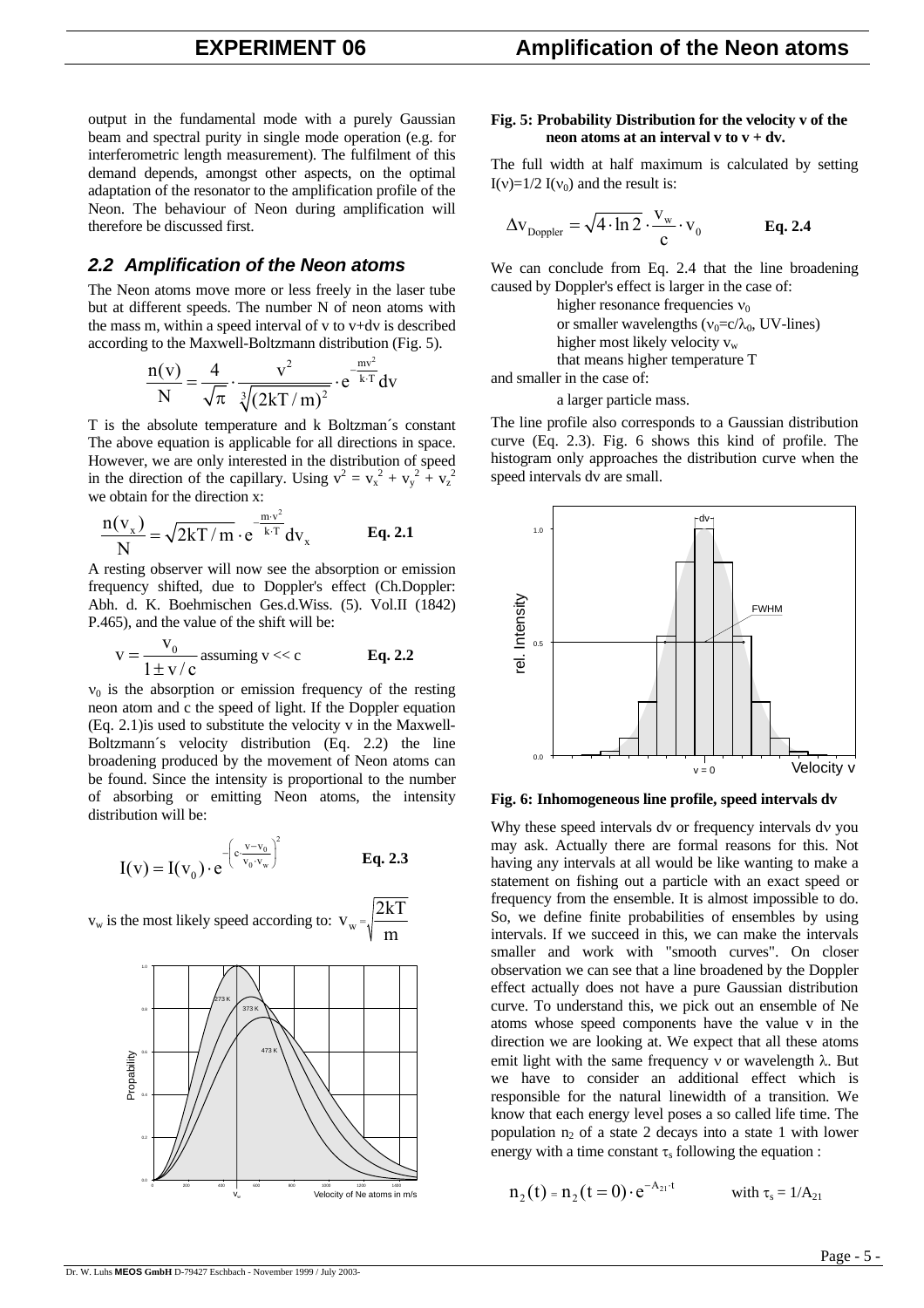output in the fundamental mode with a purely Gaussian beam and spectral purity in single mode operation (e.g. for interferometric length measurement). The fulfilment of this demand depends, amongst other aspects, on the optimal adaptation of the resonator to the amplification profile of the Neon. The behaviour of Neon during amplification will therefore be discussed first.

## 2.2 Amplification of the Neon atoms

The Neon atoms move more or less freely in the laser tube but at different speeds. The number N of neon atoms with the mass m, within a speed interval of v to v+dv is described according to the Maxwell-Boltzmann distribution (Fig. 5).

$$\frac{n(v)}{N} = \frac{4}{\sqrt{\pi}} \cdot \frac{v^2}{\sqrt[3]{(2kT/m)^2}} \cdot e^{-\frac{mv^2}{k \cdot T}} dv$$

T is the absolute temperature and k Boltzman´s constant The above equation is applicable for all directions in space. However, we are only interested in the distribution of speed in the direction of the capillary. Using $v^2 = v_x^2 + v_y^2 + v_z^2$ we obtain for the direction x:

$$\frac{n(v_x)}{N} = \sqrt{2kT/m} \cdot e^{-\frac{m \cdot v^2}{k \cdot T}} dv_x \qquad \textbf{Eq. 2.1}$$

A resting observer will now see the absorption or emission frequency shifted, due to Doppler's effect (Ch.Doppler: Abh. d. K. Boehmischen Ges.d.Wiss. (5). Vol.II (1842) P.465), and the value of the shift will be:

$$\nu = \frac{\nu_0}{1 \pm v/c} \text{ assuming } v << c \qquad \textbf{Eq. 2.2}$$

$\nu_0$ is the absorption or emission frequency of the resting neon atom and c the speed of light. If the Doppler equation (Eq. 2.1)is used to substitute the velocity v in the Maxwell-Boltzmann´s velocity distribution (Eq. 2.2) the line broadening produced by the movement of Neon atoms can be found. Since the intensity is proportional to the number of absorbing or emitting Neon atoms, the intensity distribution will be:

$$I(\nu) = I(\nu_0) \cdot e^{-\left(c \cdot \frac{\nu - \nu_0}{\nu_0 \cdot v_w}\right)^2} \qquad \textbf{Eq. 2.3}$$

$v_w$ is the most likely speed according to: $v_w = \sqrt{\frac{2kT}{m}}$

**Fig. 5: Probability Distribution for the velocity v of the neon atoms at an interval v to v + dv.**

The full width at half maximum is calculated by setting $I(\nu)=1/2\ I(\nu_0)$ and the result is:

$$\Delta\nu_{Doppler} = \sqrt{4 \cdot \ln 2} \cdot \frac{v_w}{c} \cdot \nu_0 \qquad \textbf{Eq. 2.4}$$

We can conclude from Eq. 2.4 that the line broadening caused by Doppler's effect is larger in the case of:

- higher resonance frequencies $\nu_0$
- or smaller wavelengths ($\nu_0=c/\lambda_0$, UV-lines)
- higher most likely velocity $v_w$
- that means higher temperature T

and smaller in the case of:

- a larger particle mass.

The line profile also corresponds to a Gaussian distribution curve (Eq. 2.3). Fig. 6 shows this kind of profile. The histogram only approaches the distribution curve when the speed intervals dv are small.

**Fig. 6: Inhomogeneous line profile, speed intervals dv**

Why these speed intervals dv or frequency intervals dν you may ask. Actually there are formal reasons for this. Not having any intervals at all would be like wanting to make a statement on fishing out a particle with an exact speed or frequency from the ensemble. It is almost impossible to do. So, we define finite probabilities of ensembles by using intervals. If we succeed in this, we can make the intervals smaller and work with "smooth curves". On closer observation we can see that a line broadened by the Doppler effect actually does not have a pure Gaussian distribution curve. To understand this, we pick out an ensemble of Ne atoms whose speed components have the value v in the direction we are looking at. We expect that all these atoms emit light with the same frequency ν or wavelength λ. But we have to consider an additional effect which is responsible for the natural linewidth of a transition. We know that each energy level poses a so called life time. The population $n_2$ of a state 2 decays into a state 1 with lower energy with a time constant $\tau_s$ following the equation :

$$n_2(t) = n_2(t=0) \cdot e^{-A_{21} \cdot t} \qquad \text{with } \tau_s = 1/A_{21}$$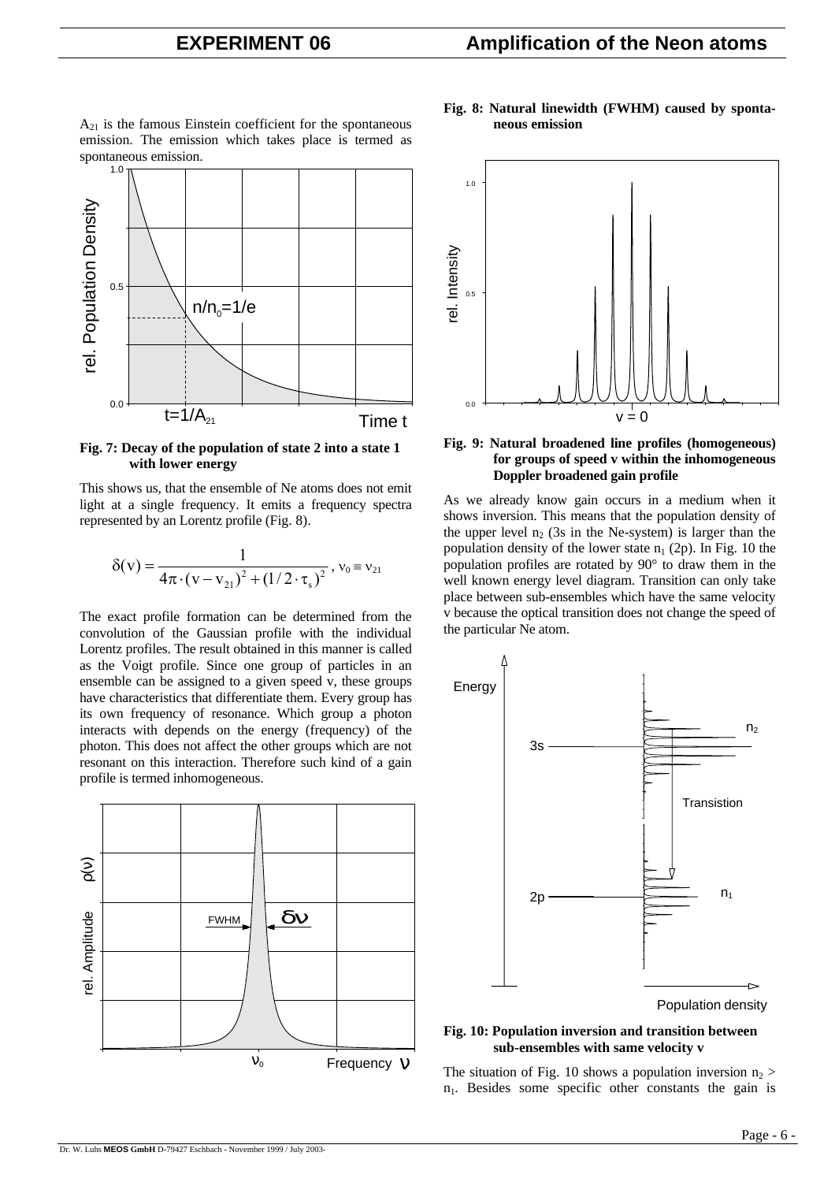$A_{21}$ is the famous Einstein coefficient for the spontaneous emission. The emission which takes place is termed as spontaneous emission.

**Fig. 7: Decay of the population of state 2 into a state 1 with lower energy**

This shows us, that the ensemble of Ne atoms does not emit light at a single frequency. It emits a frequency spectra represented by an Lorentz profile (Fig. 8).

$$\delta(\nu) = \frac{1}{4\pi \cdot (\nu - \nu_{21})^2 + (1/2 \cdot \tau_s)^2}, \; \nu_0 \equiv \nu_{21}$$

The exact profile formation can be determined from the convolution of the Gaussian profile with the individual Lorentz profiles. The result obtained in this manner is called as the Voigt profile. Since one group of particles in an ensemble can be assigned to a given speed v, these groups have characteristics that differentiate them. Every group has its own frequency of resonance. Which group a photon interacts with depends on the energy (frequency) of the photon. This does not affect the other groups which are not resonant on this interaction. Therefore such kind of a gain profile is termed inhomogeneous.

**Fig. 8: Natural linewidth (FWHM) caused by spontaneous emission**

**Fig. 9: Natural broadened line profiles (homogeneous) for groups of speed v within the inhomogeneous Doppler broadened gain profile**

As we already know gain occurs in a medium when it shows inversion. This means that the population density of the upper level $n_2$ (3s in the Ne-system) is larger than the population density of the lower state $n_1$ (2p). In Fig. 10 the population profiles are rotated by 90° to draw them in the well known energy level diagram. Transition can only take place between sub-ensembles which have the same velocity v because the optical transition does not change the speed of the particular Ne atom.

**Fig. 10: Population inversion and transition between sub-ensembles with same velocity v**

The situation of Fig. 10 shows a population inversion $n_2 > n_1$. Besides some specific other constants the gain is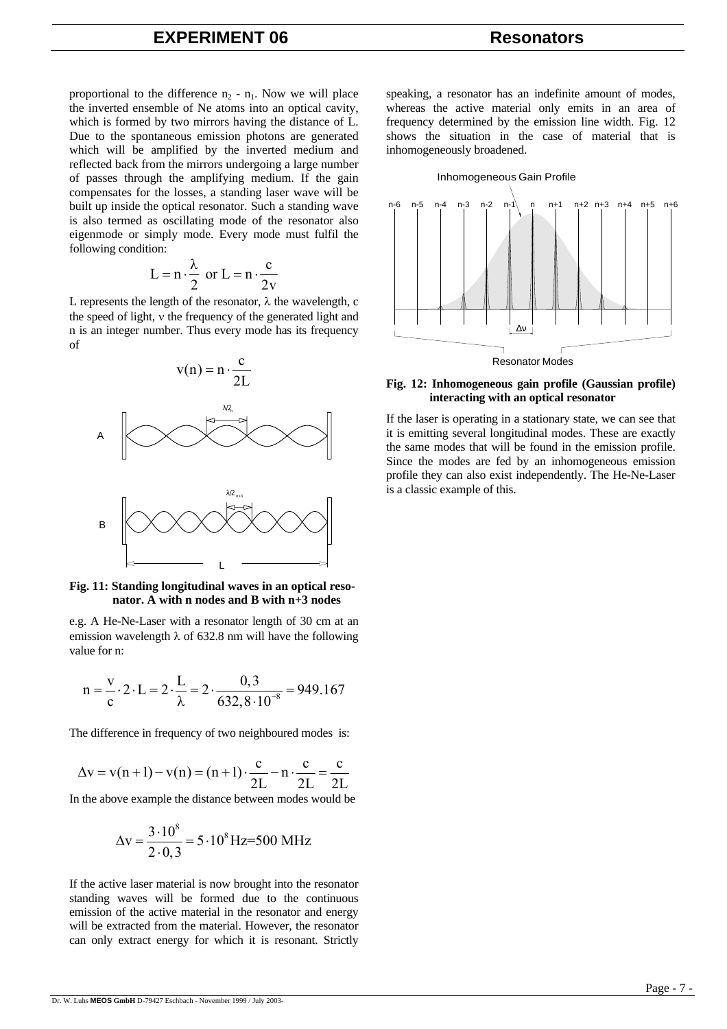proportional to the difference $n_2$ - $n_1$. Now we will place the inverted ensemble of Ne atoms into an optical cavity, which is formed by two mirrors having the distance of L. Due to the spontaneous emission photons are generated which will be amplified by the inverted medium and reflected back from the mirrors undergoing a large number of passes through the amplifying medium. If the gain compensates for the losses, a standing laser wave will be built up inside the optical resonator. Such a standing wave is also termed as oscillating mode of the resonator also eigenmode or simply mode. Every mode must fulfil the following condition:

$$L = n \cdot \frac{\lambda}{2} \text{ or } L = n \cdot \frac{c}{2\nu}$$

L represents the length of the resonator, λ the wavelength, c the speed of light, ν the frequency of the generated light and n is an integer number. Thus every mode has its frequency of

$$\nu(n) = n \cdot \frac{c}{2L}$$

**Fig. 11: Standing longitudinal waves in an optical resonator. A with n nodes and B with n+3 nodes**

e.g. A He-Ne-Laser with a resonator length of 30 cm at an emission wavelength λ of 632.8 nm will have the following value for n:

$$n = \frac{\nu}{c} \cdot 2 \cdot L = 2 \cdot \frac{L}{\lambda} = 2 \cdot \frac{0,3}{632,8 \cdot 10^{-8}} = 949.167$$

The difference in frequency of two neighboured modes is:

$$\Delta\nu = \nu(n+1) - \nu(n) = (n+1) \cdot \frac{c}{2L} - n \cdot \frac{c}{2L} = \frac{c}{2L}$$

In the above example the distance between modes would be

$$\Delta\nu = \frac{3 \cdot 10^8}{2 \cdot 0,3} = 5 \cdot 10^8 \text{Hz=500 MHz}$$

If the active laser material is now brought into the resonator standing waves will be formed due to the continuous emission of the active material in the resonator and energy will be extracted from the material. However, the resonator can only extract energy for which it is resonant. Strictly speaking, a resonator has an indefinite amount of modes, whereas the active material only emits in an area of frequency determined by the emission line width. Fig. 12 shows the situation in the case of material that is inhomogeneously broadened.

**Fig. 12: Inhomogeneous gain profile (Gaussian profile) interacting with an optical resonator**

If the laser is operating in a stationary state, we can see that it is emitting several longitudinal modes. These are exactly the same modes that will be found in the emission profile. Since the modes are fed by an inhomogeneous emission profile they can also exist independently. The He-Ne-Laser is a classic example of this.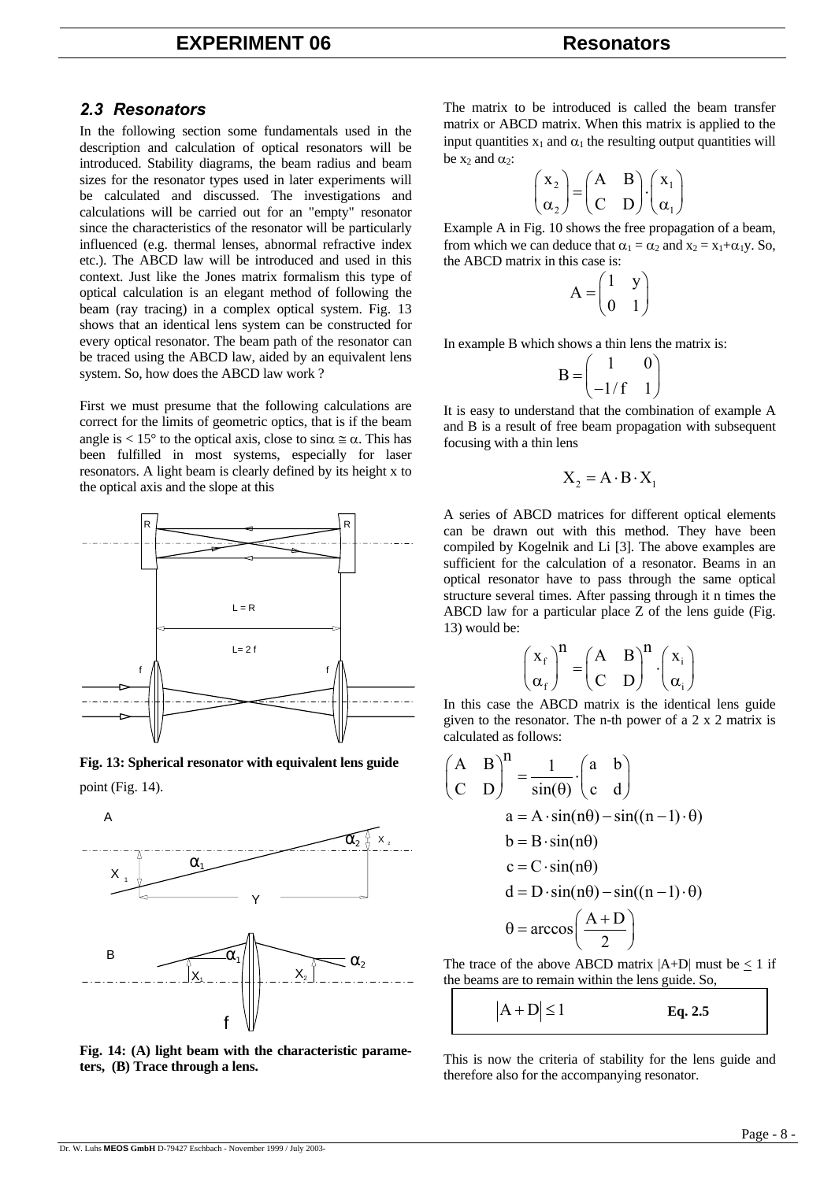### 2.3 Resonators

In the following section some fundamentals used in the description and calculation of optical resonators will be introduced. Stability diagrams, the beam radius and beam sizes for the resonator types used in later experiments will be calculated and discussed. The investigations and calculations will be carried out for an "empty" resonator since the characteristics of the resonator will be particularly influenced (e.g. thermal lenses, abnormal refractive index etc.). The ABCD law will be introduced and used in this context. Just like the Jones matrix formalism this type of optical calculation is an elegant method of following the beam (ray tracing) in a complex optical system. Fig. 13 shows that an identical lens system can be constructed for every optical resonator. The beam path of the resonator can be traced using the ABCD law, aided by an equivalent lens system. So, how does the ABCD law work ?

First we must presume that the following calculations are correct for the limits of geometric optics, that is if the beam angle is < 15° to the optical axis, close to $\sin\alpha \cong \alpha$. This has been fulfilled in most systems, especially for laser resonators. A light beam is clearly defined by its height x to the optical axis and the slope at this point (Fig. 14).

**Fig. 13: Spherical resonator with equivalent lens guide**

**Fig. 14: (A) light beam with the characteristic parameters, (B) Trace through a lens.**

The matrix to be introduced is called the beam transfer matrix or ABCD matrix. When this matrix is applied to the input quantities $x_1$ and $\alpha_1$ the resulting output quantities will be $x_2$ and $\alpha_2$:

$$\begin{pmatrix} x_2 \\ \alpha_2 \end{pmatrix} = \begin{pmatrix} A & B \\ C & D \end{pmatrix} \cdot \begin{pmatrix} x_1 \\ \alpha_1 \end{pmatrix}$$

Example A in Fig. 10 shows the free propagation of a beam, from which we can deduce that $\alpha_1 = \alpha_2$ and $x_2 = x_1 + \alpha_1 y$. So, the ABCD matrix in this case is:

$$A = \begin{pmatrix} 1 & y \\ 0 & 1 \end{pmatrix}$$

In example B which shows a thin lens the matrix is:

$$B = \begin{pmatrix} 1 & 0 \\ -1/f & 1 \end{pmatrix}$$

It is easy to understand that the combination of example A and B is a result of free beam propagation with subsequent focusing with a thin lens

$$X_2 = A \cdot B \cdot X_1$$

A series of ABCD matrices for different optical elements can be drawn out with this method. They have been compiled by Kogelnik and Li [3]. The above examples are sufficient for the calculation of a resonator. Beams in an optical resonator have to pass through the same optical structure several times. After passing through it n times the ABCD law for a particular place Z of the lens guide (Fig. 13) would be:

$$\begin{pmatrix} x_f \\ \alpha_f \end{pmatrix}^n = \begin{pmatrix} A & B \\ C & D \end{pmatrix}^n \cdot \begin{pmatrix} x_i \\ \alpha_i \end{pmatrix}$$

In this case the ABCD matrix is the identical lens guide given to the resonator. The n-th power of a 2 x 2 matrix is calculated as follows:

$$\begin{pmatrix} A & B \\ C & D \end{pmatrix}^n = \frac{1}{\sin(\theta)} \cdot \begin{pmatrix} a & b \\ c & d \end{pmatrix}$$

$$a = A \cdot \sin(n\theta) - \sin((n-1) \cdot \theta)$$

$$b = B \cdot \sin(n\theta)$$

$$c = C \cdot \sin(n\theta)$$

$$d = D \cdot \sin(n\theta) - \sin((n-1) \cdot \theta)$$

$$\theta = \arccos\left(\frac{A+D}{2}\right)$$

The trace of the above ABCD matrix $|A+D|$ must be $\leq 1$ if the beams are to remain within the lens guide. So,

$$|A+D| \leq 1 \qquad \textbf{Eq. 2.5}$$

This is now the criteria of stability for the lens guide and therefore also for the accompanying resonator.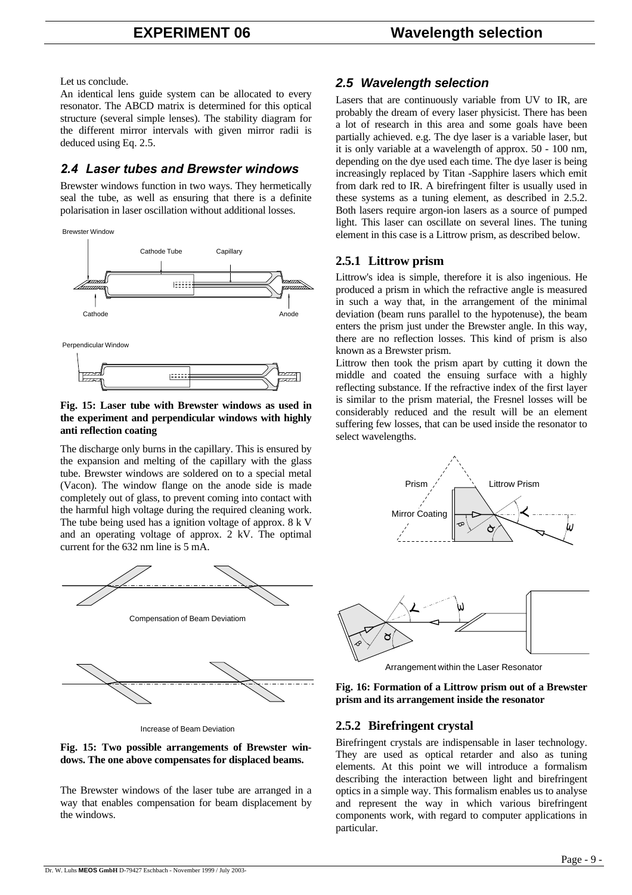Let us conclude.

An identical lens guide system can be allocated to every resonator. The ABCD matrix is determined for this optical structure (several simple lenses). The stability diagram for the different mirror intervals with given mirror radii is deduced using Eq. 2.5.

## *2.4 Laser tubes and Brewster windows*

Brewster windows function in two ways. They hermetically seal the tube, as well as ensuring that there is a definite polarisation in laser oscillation without additional losses.

**Fig. 15: Laser tube with Brewster windows as used in the experiment and perpendicular windows with highly anti reflection coating**

The discharge only burns in the capillary. This is ensured by the expansion and melting of the capillary with the glass tube. Brewster windows are soldered on to a special metal (Vacon). The window flange on the anode side is made completely out of glass, to prevent coming into contact with the harmful high voltage during the required cleaning work. The tube being used has a ignition voltage of approx. 8 k V and an operating voltage of approx. 2 kV. The optimal current for the 632 nm line is 5 mA.

**Fig. 15: Two possible arrangements of Brewster windows. The one above compensates for displaced beams.**

The Brewster windows of the laser tube are arranged in a way that enables compensation for beam displacement by the windows.

## *2.5 Wavelength selection*

Lasers that are continuously variable from UV to IR, are probably the dream of every laser physicist. There has been a lot of research in this area and some goals have been partially achieved. e.g. The dye laser is a variable laser, but it is only variable at a wavelength of approx. 50 - 100 nm, depending on the dye used each time. The dye laser is being increasingly replaced by Titan -Sapphire lasers which emit from dark red to IR. A birefringent filter is usually used in these systems as a tuning element, as described in 2.5.2. Both lasers require argon-ion lasers as a source of pumped light. This laser can oscillate on several lines. The tuning element in this case is a Littrow prism, as described below.

### 2.5.1 Littrow prism

Littrow's idea is simple, therefore it is also ingenious. He produced a prism in which the refractive angle is measured in such a way that, in the arrangement of the minimal deviation (beam runs parallel to the hypotenuse), the beam enters the prism just under the Brewster angle. In this way, there are no reflection losses. This kind of prism is also known as a Brewster prism.

Littrow then took the prism apart by cutting it down the middle and coated the ensuing surface with a highly reflecting substance. If the refractive index of the first layer is similar to the prism material, the Fresnel losses will be considerably reduced and the result will be an element suffering few losses, that can be used inside the resonator to select wavelengths.

**Fig. 16: Formation of a Littrow prism out of a Brewster prism and its arrangement inside the resonator**

### 2.5.2 Birefringent crystal

Birefringent crystals are indispensable in laser technology. They are used as optical retarder and also as tuning elements. At this point we will introduce a formalism describing the interaction between light and birefringent optics in a simple way. This formalism enables us to analyse and represent the way in which various birefringent components work, with regard to computer applications in particular.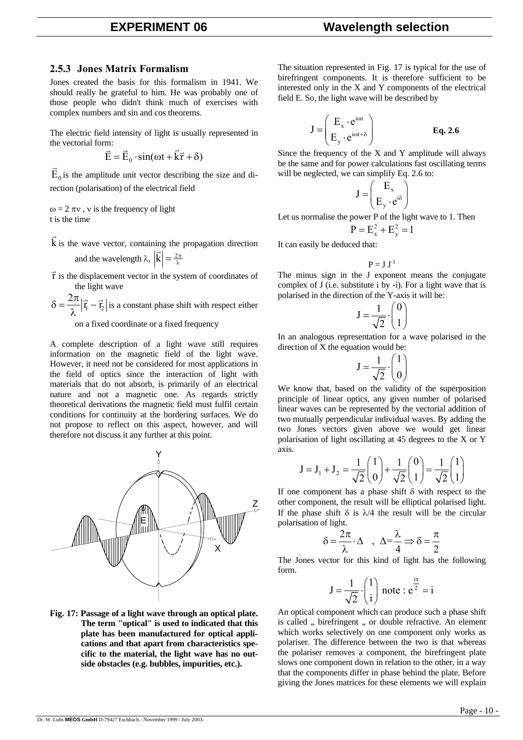### 2.5.3 Jones Matrix Formalism

Jones created the basis for this formalism in 1941. We should really be grateful to him. He was probably one of those people who didn't think much of exercises with complex numbers and sin and cos theorems.

The electric field intensity of light is usually represented in the vectorial form:

$$\vec{E} = \vec{E}_0 \cdot \sin(\omega t + \vec{k}\vec{r} + \delta)$$

$\vec{E}_0$ is the amplitude unit vector describing the size and direction (polarisation) of the electrical field

$\omega = 2\,\pi\nu$ , $\nu$ is the frequency of light
t is the time

$\vec{k}$ is the wave vector, containing the propagation direction and the wavelength $\lambda$, $\left|\vec{k}\right| = \frac{2\pi}{\lambda}$

$\vec{r}$ is the displacement vector in the system of coordinates of the light wave

$\delta = \dfrac{2\pi}{\lambda}\left|\vec{r}_1 - \vec{r}_2\right|$ is a constant phase shift with respect either on a fixed coordinate or a fixed frequency

A complete description of a light wave still requires information on the magnetic field of the light wave. However, it need not be considered for most applications in the field of optics since the interaction of light with materials that do not absorb, is primarily of an electrical nature and not a magnetic one. As regards strictly theoretical derivations the magnetic field must fulfil certain conditions for continuity at the bordering surfaces. We do not propose to reflect on this aspect, however, and will therefore not discuss it any further at this point.

**Fig. 17: Passage of a light wave through an optical plate. The term "optical" is used to indicated that this plate has been manufactured for optical applications and that apart from characteristics specific to the material, the light wave has no outside obstacles (e.g. bubbles, impurities, etc.).**

The situation represented in Fig. 17 is typical for the use of birefringent components. It is therefore sufficient to be interested only in the X and Y components of the electrical field E. So, the light wave will be described by

$$J = \begin{pmatrix} E_x \cdot e^{i\omega t} \\ E_y \cdot e^{i\omega t + \delta} \end{pmatrix} \qquad \textbf{Eq. 2.6}$$

Since the frequency of the X and Y amplitude will always be the same and for power calculations fast oscillating terms will be neglected, we can simplify Eq. 2.6 to:

$$J = \begin{pmatrix} E_x \\ E_y \cdot e^{i\delta} \end{pmatrix}$$

Let us normalise the power P of the light wave to 1. Then

$$P = E_x^2 + E_y^2 = 1$$

It can easily be deduced that:

$$P = J\,J^{-1}$$

The minus sign in the J exponent means the conjugate complex of J (i.e. substitute i by -i). For a light wave that is polarised in the direction of the Y-axis it will be:

$$J = \frac{1}{\sqrt{2}} \cdot \begin{pmatrix} 0 \\ 1 \end{pmatrix}$$

In an analogous representation for a wave polarised in the direction of X the equation would be:

$$J = \frac{1}{\sqrt{2}} \cdot \begin{pmatrix} 1 \\ 0 \end{pmatrix}$$

We know that, based on the validity of the superposition principle of linear optics, any given number of polarised linear waves can be represented by the vectorial addition of two mutually perpendicular individual waves. By adding the two Jones vectors given above we would get linear polarisation of light oscillating at 45 degrees to the X or Y axis.

$$J = J_1 + J_2 = \frac{1}{\sqrt{2}}\begin{pmatrix} 1 \\ 0 \end{pmatrix} + \frac{1}{\sqrt{2}}\begin{pmatrix} 0 \\ 1 \end{pmatrix} = \frac{1}{\sqrt{2}}\begin{pmatrix} 1 \\ 1 \end{pmatrix}$$

If one component has a phase shift $\delta$ with respect to the other component, the result will be elliptical polarised light. If the phase shift $\delta$ is $\lambda/4$ the result will be the circular polarisation of light.

$$\delta = \frac{2\pi}{\lambda} \cdot \Delta \quad , \quad \Delta = \frac{\lambda}{4} \Rightarrow \delta = \frac{\pi}{2}$$

The Jones vector for this kind of light has the following form.

$$J = \frac{1}{\sqrt{2}} \cdot \begin{pmatrix} 1 \\ i \end{pmatrix} \text{ note : } e^{\frac{i\pi}{2}} = i$$

An optical component which can produce such a phase shift is called „ birefringent „ or double refractive. An element which works selectively on one component only works as polariser. The difference between the two is that whereas the polariser removes a component, the birefringent plate slows one component down in relation to the other, in a way that the components differ in phase behind the plate. Before giving the Jones matrices for these elements we will explain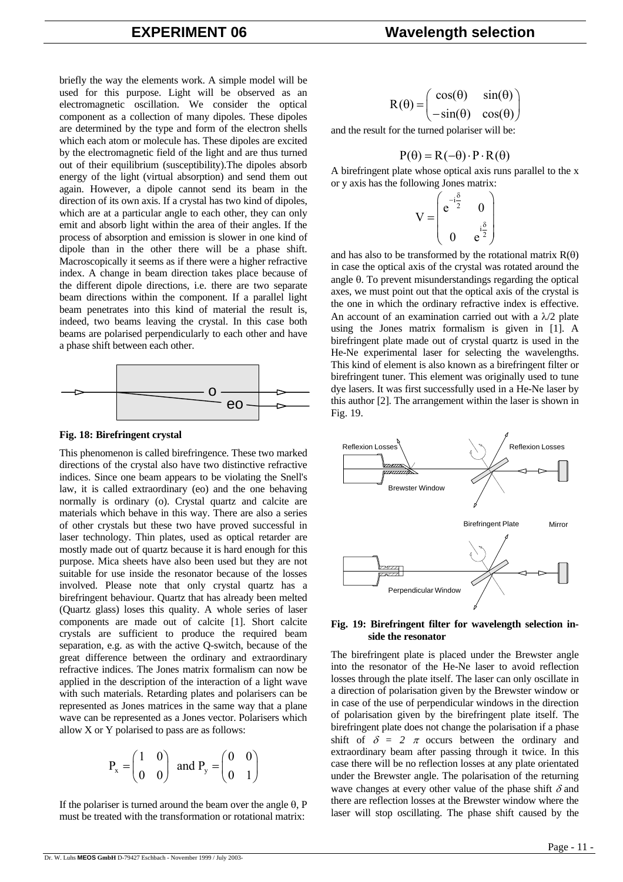briefly the way the elements work. A simple model will be used for this purpose. Light will be observed as an electromagnetic oscillation. We consider the optical component as a collection of many dipoles. These dipoles are determined by the type and form of the electron shells which each atom or molecule has. These dipoles are excited by the electromagnetic field of the light and are thus turned out of their equilibrium (susceptibility).The dipoles absorb energy of the light (virtual absorption) and send them out again. However, a dipole cannot send its beam in the direction of its own axis. If a crystal has two kind of dipoles, which are at a particular angle to each other, they can only emit and absorb light within the area of their angles. If the process of absorption and emission is slower in one kind of dipole than in the other there will be a phase shift. Macroscopically it seems as if there were a higher refractive index. A change in beam direction takes place because of the different dipole directions, i.e. there are two separate beam directions within the component. If a parallel light beam penetrates into this kind of material the result is, indeed, two beams leaving the crystal. In this case both beams are polarised perpendicularly to each other and have a phase shift between each other.

**Fig. 18: Birefringent crystal**

This phenomenon is called birefringence. These two marked directions of the crystal also have two distinctive refractive indices. Since one beam appears to be violating the Snell's law, it is called extraordinary (eo) and the one behaving normally is ordinary (o). Crystal quartz and calcite are materials which behave in this way. There are also a series of other crystals but these two have proved successful in laser technology. Thin plates, used as optical retarder are mostly made out of quartz because it is hard enough for this purpose. Mica sheets have also been used but they are not suitable for use inside the resonator because of the losses involved. Please note that only crystal quartz has a birefringent behaviour. Quartz that has already been melted (Quartz glass) loses this quality. A whole series of laser components are made out of calcite [1]. Short calcite crystals are sufficient to produce the required beam separation, e.g. as with the active Q-switch, because of the great difference between the ordinary and extraordinary refractive indices. The Jones matrix formalism can now be applied in the description of the interaction of a light wave with such materials. Retarding plates and polarisers can be represented as Jones matrices in the same way that a plane wave can be represented as a Jones vector. Polarisers which allow X or Y polarised to pass are as follows:

$$P_x = \begin{pmatrix} 1 & 0 \\ 0 & 0 \end{pmatrix} \text{ and } P_y = \begin{pmatrix} 0 & 0 \\ 0 & 1 \end{pmatrix}$$

If the polariser is turned around the beam over the angle $\theta$, P must be treated with the transformation or rotational matrix:

$$R(\theta) = \begin{pmatrix} \cos(\theta) & \sin(\theta) \\ -\sin(\theta) & \cos(\theta) \end{pmatrix}$$

and the result for the turned polariser will be:

$$P(\theta) = R(-\theta) \cdot P \cdot R(\theta)$$

A birefringent plate whose optical axis runs parallel to the x or y axis has the following Jones matrix:

$$V = \begin{pmatrix} e^{-i\frac{\delta}{2}} & 0 \\ 0 & e^{i\frac{\delta}{2}} \end{pmatrix}$$

and has also to be transformed by the rotational matrix $R(\theta)$ in case the optical axis of the crystal was rotated around the angle $\theta$. To prevent misunderstandings regarding the optical axes, we must point out that the optical axis of the crystal is the one in which the ordinary refractive index is effective. An account of an examination carried out with a $\lambda/2$ plate using the Jones matrix formalism is given in [1]. A birefringent plate made out of crystal quartz is used in the He-Ne experimental laser for selecting the wavelengths. This kind of element is also known as a birefringent filter or birefringent tuner. This element was originally used to tune dye lasers. It was first successfully used in a He-Ne laser by this author [2]. The arrangement within the laser is shown in Fig. 19.

**Fig. 19: Birefringent filter for wavelength selection inside the resonator**

The birefringent plate is placed under the Brewster angle into the resonator of the He-Ne laser to avoid reflection losses through the plate itself. The laser can only oscillate in a direction of polarisation given by the Brewster window or in case of the use of perpendicular windows in the direction of polarisation given by the birefringent plate itself. The birefringent plate does not change the polarisation if a phase shift of $\delta = 2\pi$ occurs between the ordinary and extraordinary beam after passing through it twice. In this case there will be no reflection losses at any plate orientated under the Brewster angle. The polarisation of the returning wave changes at every other value of the phase shift $\delta$ and there are reflection losses at the Brewster window where the laser will stop oscillating. The phase shift caused by the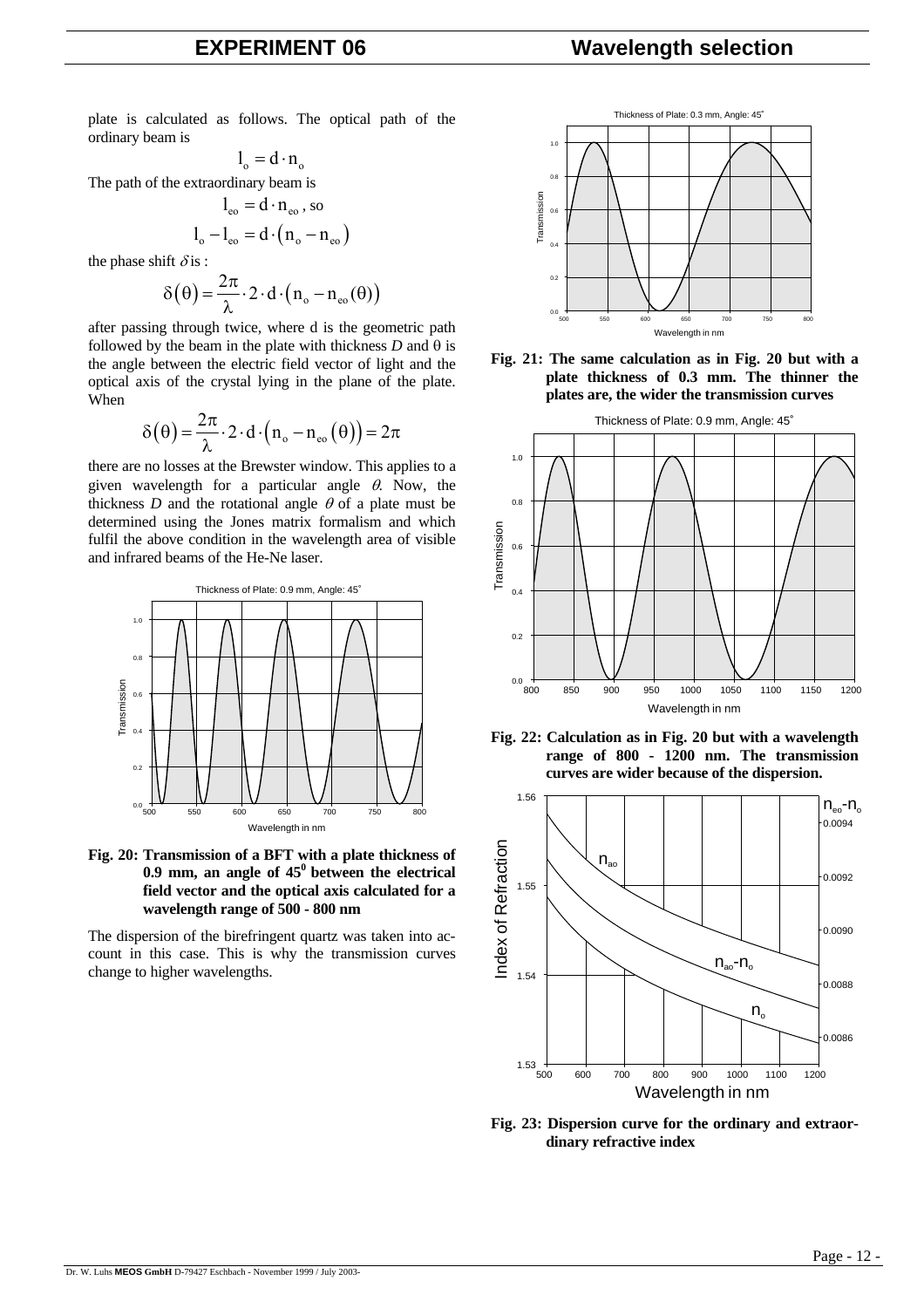plate is calculated as follows. The optical path of the ordinary beam is

$$l_o = d \cdot n_o$$

The path of the extraordinary beam is

$$l_{eo} = d \cdot n_{eo}, \text{ so}$$

$$l_o - l_{eo} = d \cdot (n_o - n_{eo})$$

the phase shift $\delta$ is :

$$\delta(\theta) = \frac{2\pi}{\lambda} \cdot 2 \cdot d \cdot (n_o - n_{eo}(\theta))$$

after passing through twice, where d is the geometric path followed by the beam in the plate with thickness *D* and θ is the angle between the electric field vector of light and the optical axis of the crystal lying in the plane of the plate. When

$$\delta(\theta) = \frac{2\pi}{\lambda} \cdot 2 \cdot d \cdot (n_o - n_{eo}(\theta)) = 2\pi$$

there are no losses at the Brewster window. This applies to a given wavelength for a particular angle $\theta$. Now, the thickness *D* and the rotational angle $\theta$ of a plate must be determined using the Jones matrix formalism and which fulfil the above condition in the wavelength area of visible and infrared beams of the He-Ne laser.

**Fig. 20: Transmission of a BFT with a plate thickness of 0.9 mm, an angle of 45° between the electrical field vector and the optical axis calculated for a wavelength range of 500 - 800 nm**

The dispersion of the birefringent quartz was taken into account in this case. This is why the transmission curves change to higher wavelengths.

**Fig. 21: The same calculation as in Fig. 20 but with a plate thickness of 0.3 mm. The thinner the plates are, the wider the transmission curves**

**Fig. 22: Calculation as in Fig. 20 but with a wavelength range of 800 - 1200 nm. The transmission curves are wider because of the dispersion.**

**Fig. 23: Dispersion curve for the ordinary and extraordinary refractive index**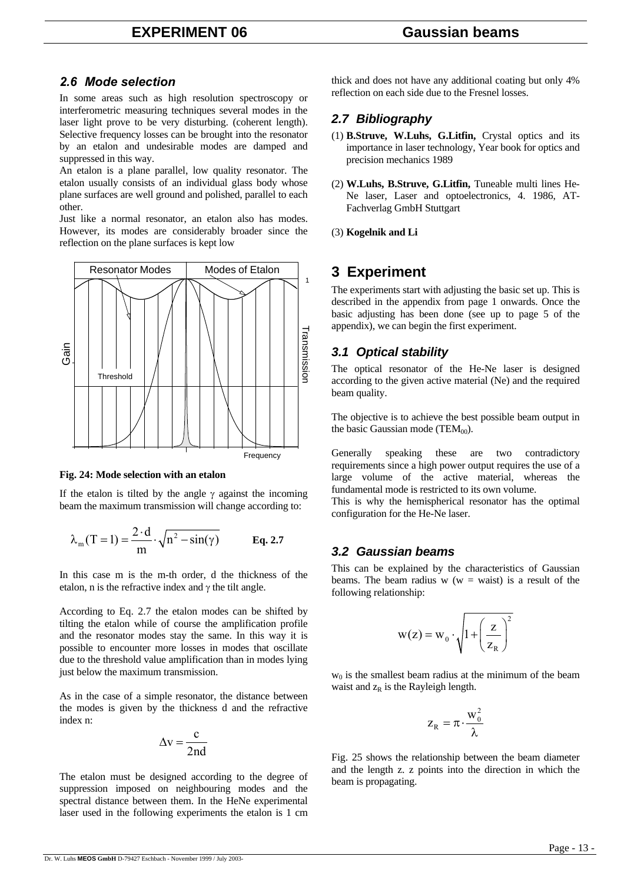## 2.6 Mode selection

In some areas such as high resolution spectroscopy or interferometric measuring techniques several modes in the laser light prove to be very disturbing. (coherent length). Selective frequency losses can be brought into the resonator by an etalon and undesirable modes are damped and suppressed in this way.

An etalon is a plane parallel, low quality resonator. The etalon usually consists of an individual glass body whose plane surfaces are well ground and polished, parallel to each other.

Just like a normal resonator, an etalon also has modes. However, its modes are considerably broader since the reflection on the plane surfaces is kept low

**Fig. 24: Mode selection with an etalon**

If the etalon is tilted by the angle $\gamma$ against the incoming beam the maximum transmission will change according to:

$$\lambda_m(T=1) = \frac{2 \cdot d}{m} \cdot \sqrt{n^2 - \sin(\gamma)} \qquad \textbf{Eq. 2.7}$$

In this case m is the m-th order, d the thickness of the etalon, n is the refractive index and $\gamma$ the tilt angle.

According to Eq. 2.7 the etalon modes can be shifted by tilting the etalon while of course the amplification profile and the resonator modes stay the same. In this way it is possible to encounter more losses in modes that oscillate due to the threshold value amplification than in modes lying just below the maximum transmission.

As in the case of a simple resonator, the distance between the modes is given by the thickness d and the refractive index n:

$$\Delta v = \frac{c}{2nd}$$

The etalon must be designed according to the degree of suppression imposed on neighbouring modes and the spectral distance between them. In the HeNe experimental laser used in the following experiments the etalon is 1 cm thick and does not have any additional coating but only 4% reflection on each side due to the Fresnel losses.

## 2.7 Bibliography

(1) **B.Struve, W.Luhs, G.Litfin,** Crystal optics and its importance in laser technology, Year book for optics and precision mechanics 1989

(2) **W.Luhs, B.Struve, G.Litfin,** Tuneable multi lines He-Ne laser, Laser and optoelectronics, 4. 1986, AT-Fachverlag GmbH Stuttgart

(3) **Kogelnik and Li**

# 3 Experiment

The experiments start with adjusting the basic set up. This is described in the appendix from page 1 onwards. Once the basic adjusting has been done (see up to page 5 of the appendix), we can begin the first experiment.

## 3.1 Optical stability

The optical resonator of the He-Ne laser is designed according to the given active material (Ne) and the required beam quality.

The objective is to achieve the best possible beam output in the basic Gaussian mode ($TEM_{00}$).

Generally speaking these are two contradictory requirements since a high power output requires the use of a large volume of the active material, whereas the fundamental mode is restricted to its own volume.

This is why the hemispherical resonator has the optimal configuration for the He-Ne laser.

## 3.2 Gaussian beams

This can be explained by the characteristics of Gaussian beams. The beam radius w (w = waist) is a result of the following relationship:

$$w(z) = w_0 \cdot \sqrt{1 + \left(\frac{z}{z_R}\right)^2}$$

$w_0$ is the smallest beam radius at the minimum of the beam waist and $z_R$ is the Rayleigh length.

$$z_R = \pi \cdot \frac{w_0^2}{\lambda}$$

Fig. 25 shows the relationship between the beam diameter and the length z. z points into the direction in which the beam is propagating.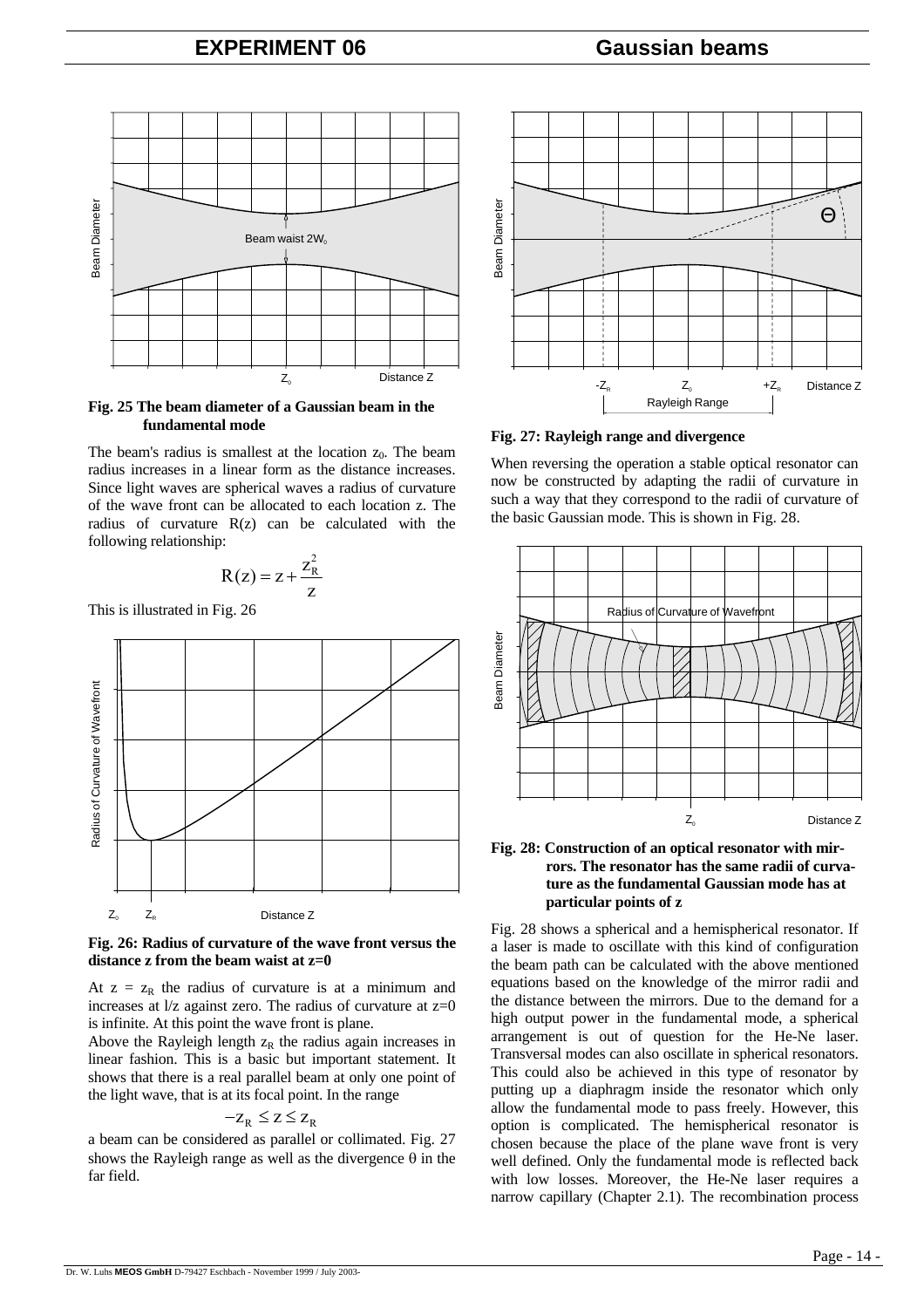**Fig. 25 The beam diameter of a Gaussian beam in the fundamental mode**

The beam's radius is smallest at the location $z_0$. The beam radius increases in a linear form as the distance increases. Since light waves are spherical waves a radius of curvature of the wave front can be allocated to each location z. The radius of curvature R(z) can be calculated with the following relationship:

$$R(z) = z + \frac{z_R^2}{z}$$

This is illustrated in Fig. 26

**Fig. 26: Radius of curvature of the wave front versus the distance z from the beam waist at z=0**

At $z = z_R$ the radius of curvature is at a minimum and increases at l/z against zero. The radius of curvature at z=0 is infinite. At this point the wave front is plane.

Above the Rayleigh length $z_R$ the radius again increases in linear fashion. This is a basic but important statement. It shows that there is a real parallel beam at only one point of the light wave, that is at its focal point. In the range

$$-z_R \leq z \leq z_R$$

a beam can be considered as parallel or collimated. Fig. 27 shows the Rayleigh range as well as the divergence θ in the far field.

**Fig. 27: Rayleigh range and divergence**

When reversing the operation a stable optical resonator can now be constructed by adapting the radii of curvature in such a way that they correspond to the radii of curvature of the basic Gaussian mode. This is shown in Fig. 28.

**Fig. 28: Construction of an optical resonator with mirrors. The resonator has the same radii of curvature as the fundamental Gaussian mode has at particular points of z**

Fig. 28 shows a spherical and a hemispherical resonator. If a laser is made to oscillate with this kind of configuration the beam path can be calculated with the above mentioned equations based on the knowledge of the mirror radii and the distance between the mirrors. Due to the demand for a high output power in the fundamental mode, a spherical arrangement is out of question for the He-Ne laser. Transversal modes can also oscillate in spherical resonators. This could also be achieved in this type of resonator by putting up a diaphragm inside the resonator which only allow the fundamental mode to pass freely. However, this option is complicated. The hemispherical resonator is chosen because the place of the plane wave front is very well defined. Only the fundamental mode is reflected back with low losses. Moreover, the He-Ne laser requires a narrow capillary (Chapter 2.1). The recombination process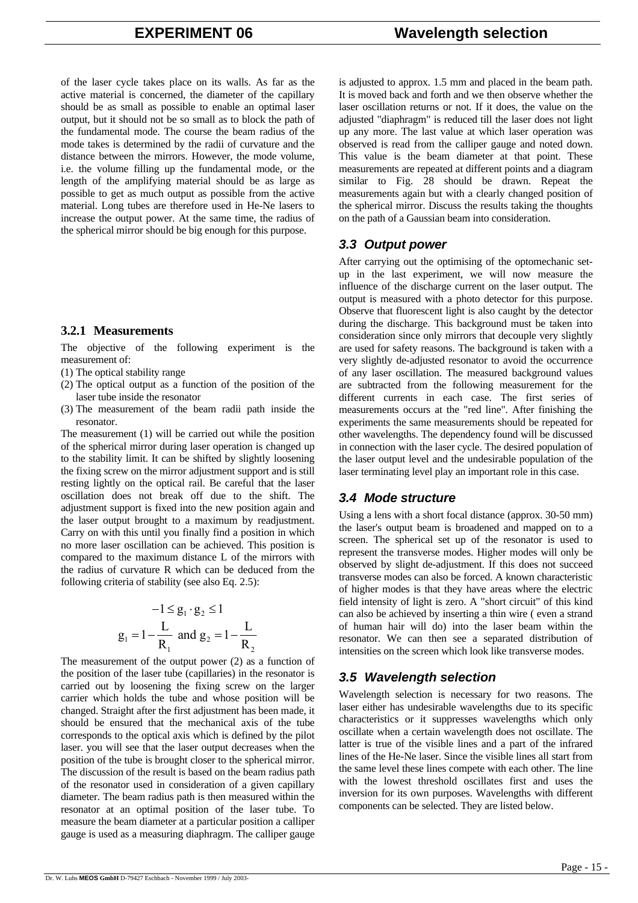of the laser cycle takes place on its walls. As far as the active material is concerned, the diameter of the capillary should be as small as possible to enable an optimal laser output, but it should not be so small as to block the path of the fundamental mode. The course the beam radius of the mode takes is determined by the radii of curvature and the distance between the mirrors. However, the mode volume, i.e. the volume filling up the fundamental mode, or the length of the amplifying material should be as large as possible to get as much output as possible from the active material. Long tubes are therefore used in He-Ne lasers to increase the output power. At the same time, the radius of the spherical mirror should be big enough for this purpose.

### 3.2.1 Measurements

The objective of the following experiment is the measurement of:

(1) The optical stability range
(2) The optical output as a function of the position of the laser tube inside the resonator
(3) The measurement of the beam radii path inside the resonator.

The measurement (1) will be carried out while the position of the spherical mirror during laser operation is changed up to the stability limit. It can be shifted by slightly loosening the fixing screw on the mirror adjustment support and is still resting lightly on the optical rail. Be careful that the laser oscillation does not break off due to the shift. The adjustment support is fixed into the new position again and the laser output brought to a maximum by readjustment. Carry on with this until you finally find a position in which no more laser oscillation can be achieved. This position is compared to the maximum distance L of the mirrors with the radius of curvature R which can be deduced from the following criteria of stability (see also Eq. 2.5):

$$-1 \leq g_1 \cdot g_2 \leq 1$$

$$g_1 = 1 - \frac{L}{R_1} \text{ and } g_2 = 1 - \frac{L}{R_2}$$

The measurement of the output power (2) as a function of the position of the laser tube (capillaries) in the resonator is carried out by loosening the fixing screw on the larger carrier which holds the tube and whose position will be changed. Straight after the first adjustment has been made, it should be ensured that the mechanical axis of the tube corresponds to the optical axis which is defined by the pilot laser. you will see that the laser output decreases when the position of the tube is brought closer to the spherical mirror. The discussion of the result is based on the beam radius path of the resonator used in consideration of a given capillary diameter. The beam radius path is then measured within the resonator at an optimal position of the laser tube. To measure the beam diameter at a particular position a calliper gauge is used as a measuring diaphragm. The calliper gauge is adjusted to approx. 1.5 mm and placed in the beam path. It is moved back and forth and we then observe whether the laser oscillation returns or not. If it does, the value on the adjusted "diaphragm" is reduced till the laser does not light up any more. The last value at which laser operation was observed is read from the calliper gauge and noted down. This value is the beam diameter at that point. These measurements are repeated at different points and a diagram similar to Fig. 28 should be drawn. Repeat the measurements again but with a clearly changed position of the spherical mirror. Discuss the results taking the thoughts on the path of a Gaussian beam into consideration.

## *3.3 Output power*

After carrying out the optimising of the optomechanic set-up in the last experiment, we will now measure the influence of the discharge current on the laser output. The output is measured with a photo detector for this purpose. Observe that fluorescent light is also caught by the detector during the discharge. This background must be taken into consideration since only mirrors that decouple very slightly are used for safety reasons. The background is taken with a very slightly de-adjusted resonator to avoid the occurrence of any laser oscillation. The measured background values are subtracted from the following measurement for the different currents in each case. The first series of measurements occurs at the "red line". After finishing the experiments the same measurements should be repeated for other wavelengths. The dependency found will be discussed in connection with the laser cycle. The desired population of the laser output level and the undesirable population of the laser terminating level play an important role in this case.

## *3.4 Mode structure*

Using a lens with a short focal distance (approx. 30-50 mm) the laser's output beam is broadened and mapped on to a screen. The spherical set up of the resonator is used to represent the transverse modes. Higher modes will only be observed by slight de-adjustment. If this does not succeed transverse modes can also be forced. A known characteristic of higher modes is that they have areas where the electric field intensity of light is zero. A "short circuit" of this kind can also be achieved by inserting a thin wire ( even a strand of human hair will do) into the laser beam within the resonator. We can then see a separated distribution of intensities on the screen which look like transverse modes.

## *3.5 Wavelength selection*

Wavelength selection is necessary for two reasons. The laser either has undesirable wavelengths due to its specific characteristics or it suppresses wavelengths which only oscillate when a certain wavelength does not oscillate. The latter is true of the visible lines and a part of the infrared lines of the He-Ne laser. Since the visible lines all start from the same level these lines compete with each other. The line with the lowest threshold oscillates first and uses the inversion for its own purposes. Wavelengths with different components can be selected. They are listed below.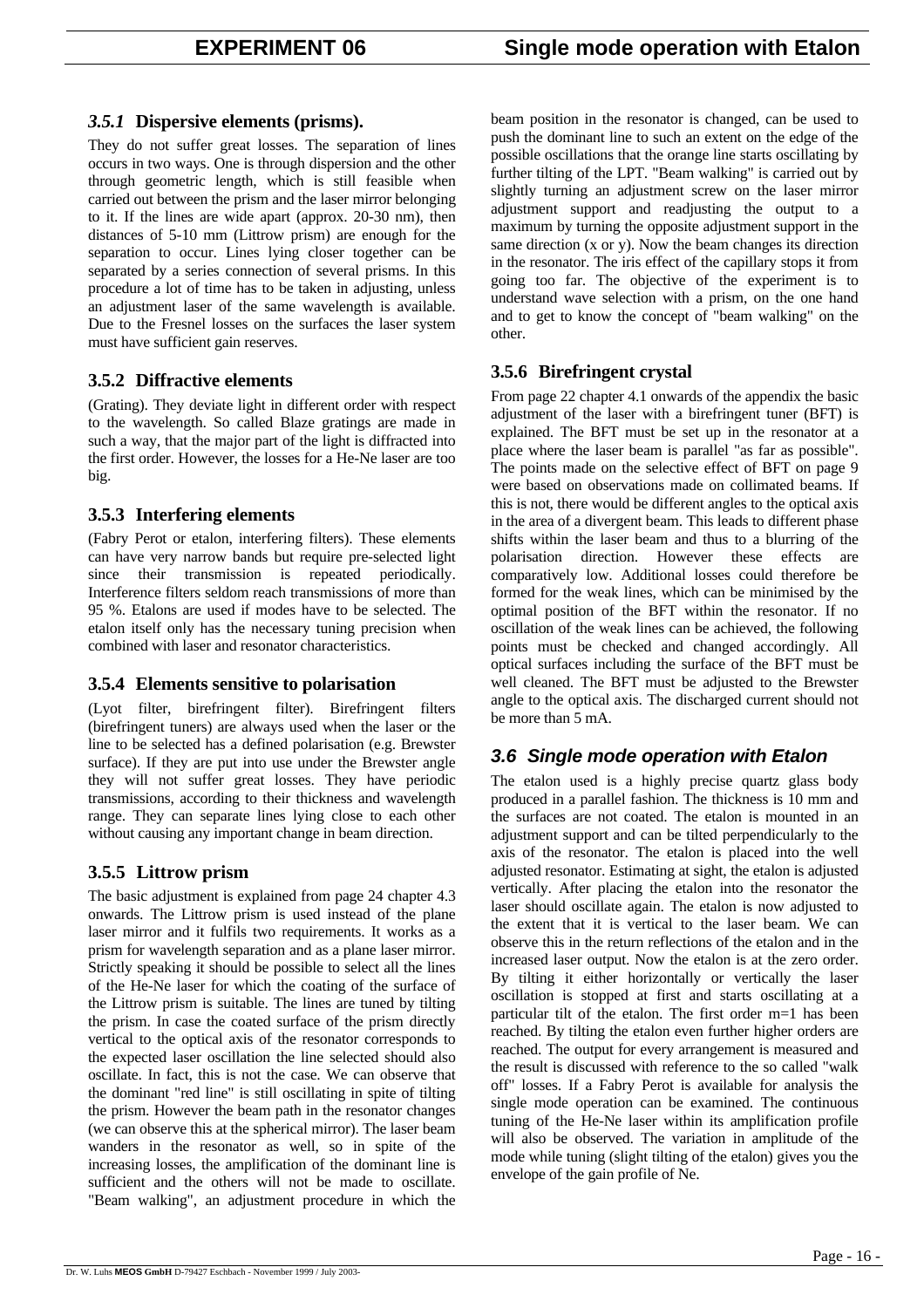### *3.5.1* Dispersive elements (prisms).

They do not suffer great losses. The separation of lines occurs in two ways. One is through dispersion and the other through geometric length, which is still feasible when carried out between the prism and the laser mirror belonging to it. If the lines are wide apart (approx. 20-30 nm), then distances of 5-10 mm (Littrow prism) are enough for the separation to occur. Lines lying closer together can be separated by a series connection of several prisms. In this procedure a lot of time has to be taken in adjusting, unless an adjustment laser of the same wavelength is available. Due to the Fresnel losses on the surfaces the laser system must have sufficient gain reserves.

### 3.5.2 Diffractive elements

(Grating). They deviate light in different order with respect to the wavelength. So called Blaze gratings are made in such a way, that the major part of the light is diffracted into the first order. However, the losses for a He-Ne laser are too big.

### 3.5.3 Interfering elements

(Fabry Perot or etalon, interfering filters). These elements can have very narrow bands but require pre-selected light since their transmission is repeated periodically. Interference filters seldom reach transmissions of more than 95 %. Etalons are used if modes have to be selected. The etalon itself only has the necessary tuning precision when combined with laser and resonator characteristics.

### 3.5.4 Elements sensitive to polarisation

(Lyot filter, birefringent filter). Birefringent filters (birefringent tuners) are always used when the laser or the line to be selected has a defined polarisation (e.g. Brewster surface). If they are put into use under the Brewster angle they will not suffer great losses. They have periodic transmissions, according to their thickness and wavelength range. They can separate lines lying close to each other without causing any important change in beam direction.

### 3.5.5 Littrow prism

The basic adjustment is explained from page 24 chapter 4.3 onwards. The Littrow prism is used instead of the plane laser mirror and it fulfils two requirements. It works as a prism for wavelength separation and as a plane laser mirror. Strictly speaking it should be possible to select all the lines of the He-Ne laser for which the coating of the surface of the Littrow prism is suitable. The lines are tuned by tilting the prism. In case the coated surface of the prism directly vertical to the optical axis of the resonator corresponds to the expected laser oscillation the line selected should also oscillate. In fact, this is not the case. We can observe that the dominant "red line" is still oscillating in spite of tilting the prism. However the beam path in the resonator changes (we can observe this at the spherical mirror). The laser beam wanders in the resonator as well, so in spite of the increasing losses, the amplification of the dominant line is sufficient and the others will not be made to oscillate. "Beam walking", an adjustment procedure in which the beam position in the resonator is changed, can be used to push the dominant line to such an extent on the edge of the possible oscillations that the orange line starts oscillating by further tilting of the LPT. "Beam walking" is carried out by slightly turning an adjustment screw on the laser mirror adjustment support and readjusting the output to a maximum by turning the opposite adjustment support in the same direction (x or y). Now the beam changes its direction in the resonator. The iris effect of the capillary stops it from going too far. The objective of the experiment is to understand wave selection with a prism, on the one hand and to get to know the concept of "beam walking" on the other.

### 3.5.6 Birefringent crystal

From page 22 chapter 4.1 onwards of the appendix the basic adjustment of the laser with a birefringent tuner (BFT) is explained. The BFT must be set up in the resonator at a place where the laser beam is parallel "as far as possible". The points made on the selective effect of BFT on page 9 were based on observations made on collimated beams. If this is not, there would be different angles to the optical axis in the area of a divergent beam. This leads to different phase shifts within the laser beam and thus to a blurring of the polarisation direction. However these effects are comparatively low. Additional losses could therefore be formed for the weak lines, which can be minimised by the optimal position of the BFT within the resonator. If no oscillation of the weak lines can be achieved, the following points must be checked and changed accordingly. All optical surfaces including the surface of the BFT must be well cleaned. The BFT must be adjusted to the Brewster angle to the optical axis. The discharged current should not be more than 5 mA.

## *3.6 Single mode operation with Etalon*

The etalon used is a highly precise quartz glass body produced in a parallel fashion. The thickness is 10 mm and the surfaces are not coated. The etalon is mounted in an adjustment support and can be tilted perpendicularly to the axis of the resonator. The etalon is placed into the well adjusted resonator. Estimating at sight, the etalon is adjusted vertically. After placing the etalon into the resonator the laser should oscillate again. The etalon is now adjusted to the extent that it is vertical to the laser beam. We can observe this in the return reflections of the etalon and in the increased laser output. Now the etalon is at the zero order. By tilting it either horizontally or vertically the laser oscillation is stopped at first and starts oscillating at a particular tilt of the etalon. The first order $m=1$ has been reached. By tilting the etalon even further higher orders are reached. The output for every arrangement is measured and the result is discussed with reference to the so called "walk off" losses. If a Fabry Perot is available for analysis the single mode operation can be examined. The continuous tuning of the He-Ne laser within its amplification profile will also be observed. The variation in amplitude of the mode while tuning (slight tilting of the etalon) gives you the envelope of the gain profile of Ne.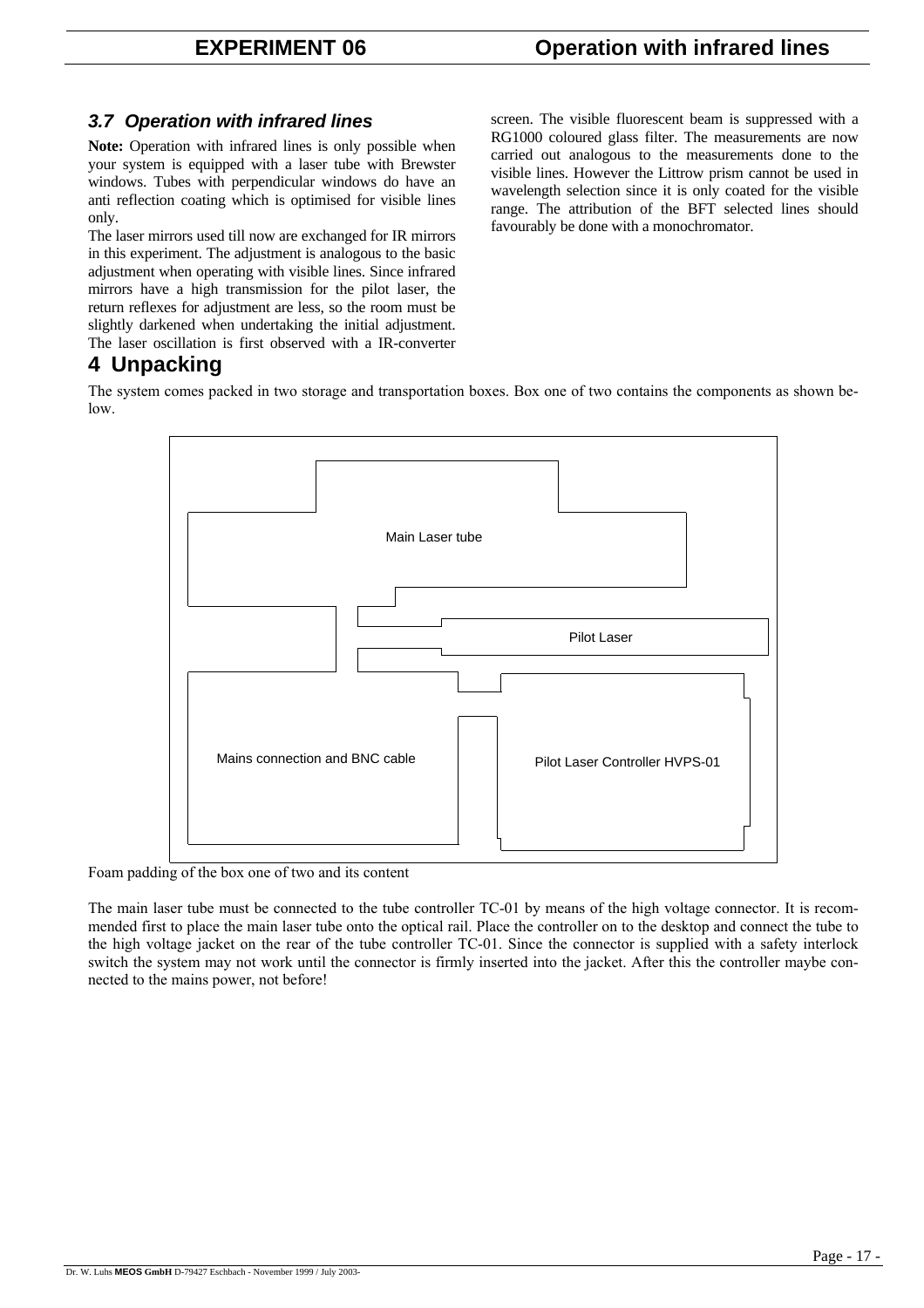### *3.7 Operation with infrared lines*

**Note:** Operation with infrared lines is only possible when your system is equipped with a laser tube with Brewster windows. Tubes with perpendicular windows do have an anti reflection coating which is optimised for visible lines only.

The laser mirrors used till now are exchanged for IR mirrors in this experiment. The adjustment is analogous to the basic adjustment when operating with visible lines. Since infrared mirrors have a high transmission for the pilot laser, the return reflexes for adjustment are less, so the room must be slightly darkened when undertaking the initial adjustment. The laser oscillation is first observed with a IR-converter screen. The visible fluorescent beam is suppressed with a RG1000 coloured glass filter. The measurements are now carried out analogous to the measurements done to the visible lines. However the Littrow prism cannot be used in wavelength selection since it is only coated for the visible range. The attribution of the BFT selected lines should favourably be done with a monochromator.

## 4 Unpacking

The system comes packed in two storage and transportation boxes. Box one of two contains the components as shown below.

Main Laser tube

Pilot Laser

Mains connection and BNC cable

Pilot Laser Controller HVPS-01

Foam padding of the box one of two and its content

The main laser tube must be connected to the tube controller TC-01 by means of the high voltage connector. It is recommended first to place the main laser tube onto the optical rail. Place the controller on to the desktop and connect the tube to the high voltage jacket on the rear of the tube controller TC-01. Since the connector is supplied with a safety interlock switch the system may not work until the connector is firmly inserted into the jacket. After this the controller maybe connected to the mains power, not before!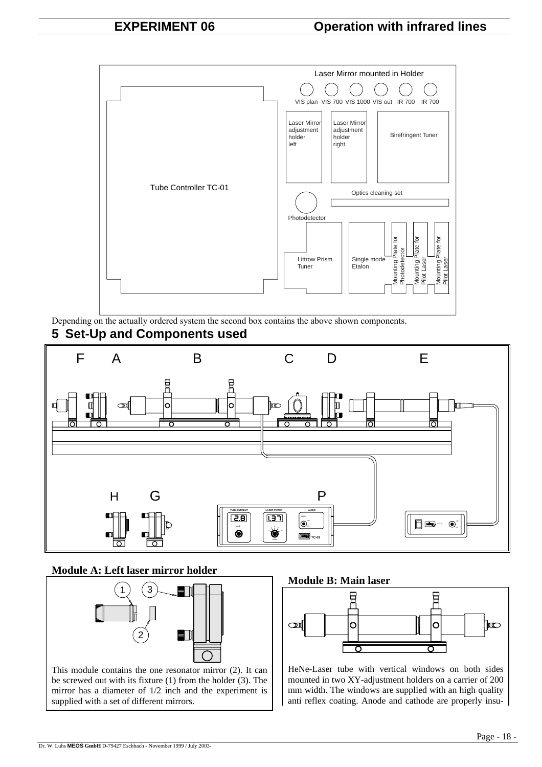Depending on the actually ordered system the second box contains the above shown components.

## 5 Set-Up and Components used

### Module A: Left laser mirror holder

This module contains the one resonator mirror (2). It can be screwed out with its fixture (1) from the holder (3). The mirror has a diameter of 1/2 inch and the experiment is supplied with a set of different mirrors.

### Module B: Main laser

HeNe-Laser tube with vertical windows on both sides mounted in two XY-adjustment holders on a carrier of 200 mm width. The windows are supplied with an high quality anti reflex coating. Anode and cathode are properly insu-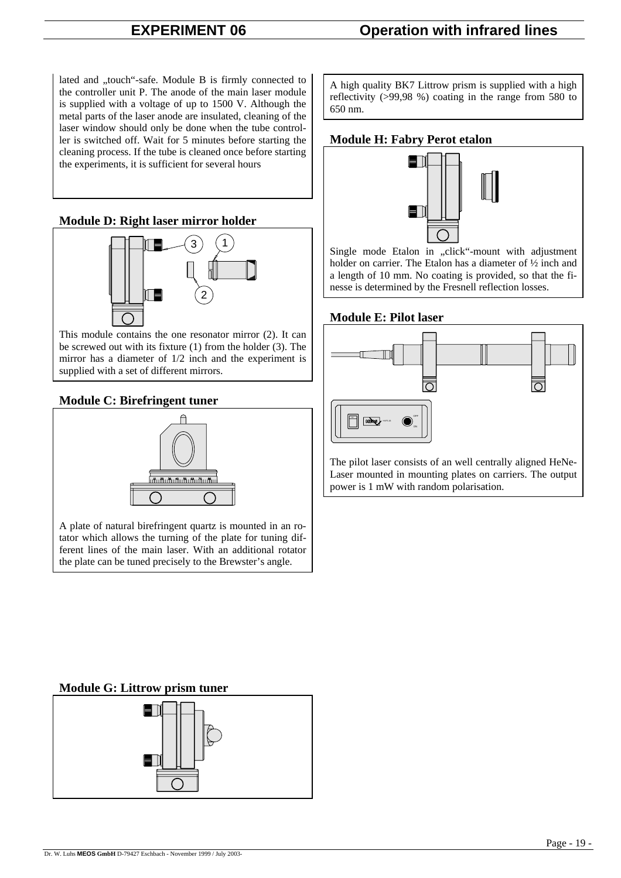lated and „touch“-safe. Module B is firmly connected to the controller unit P. The anode of the main laser module is supplied with a voltage of up to 1500 V. Although the metal parts of the laser anode are insulated, cleaning of the laser window should only be done when the tube controller is switched off. Wait for 5 minutes before starting the cleaning process. If the tube is cleaned once before starting the experiments, it is sufficient for several hours

## Module D: Right laser mirror holder

This module contains the one resonator mirror (2). It can be screwed out with its fixture (1) from the holder (3). The mirror has a diameter of 1/2 inch and the experiment is supplied with a set of different mirrors.

## Module C: Birefringent tuner

A plate of natural birefringent quartz is mounted in an rotator which allows the turning of the plate for tuning different lines of the main laser. With an additional rotator the plate can be tuned precisely to the Brewster's angle.

## Module G: Littrow prism tuner

A high quality BK7 Littrow prism is supplied with a high reflectivity (>99,98 %) coating in the range from 580 to 650 nm.

## Module H: Fabry Perot etalon

Single mode Etalon in „click“-mount with adjustment holder on carrier. The Etalon has a diameter of ½ inch and a length of 10 mm. No coating is provided, so that the finesse is determined by the Fresnell reflection losses.

## Module E: Pilot laser

The pilot laser consists of an well centrally aligned HeNe-Laser mounted in mounting plates on carriers. The output power is 1 mW with random polarisation.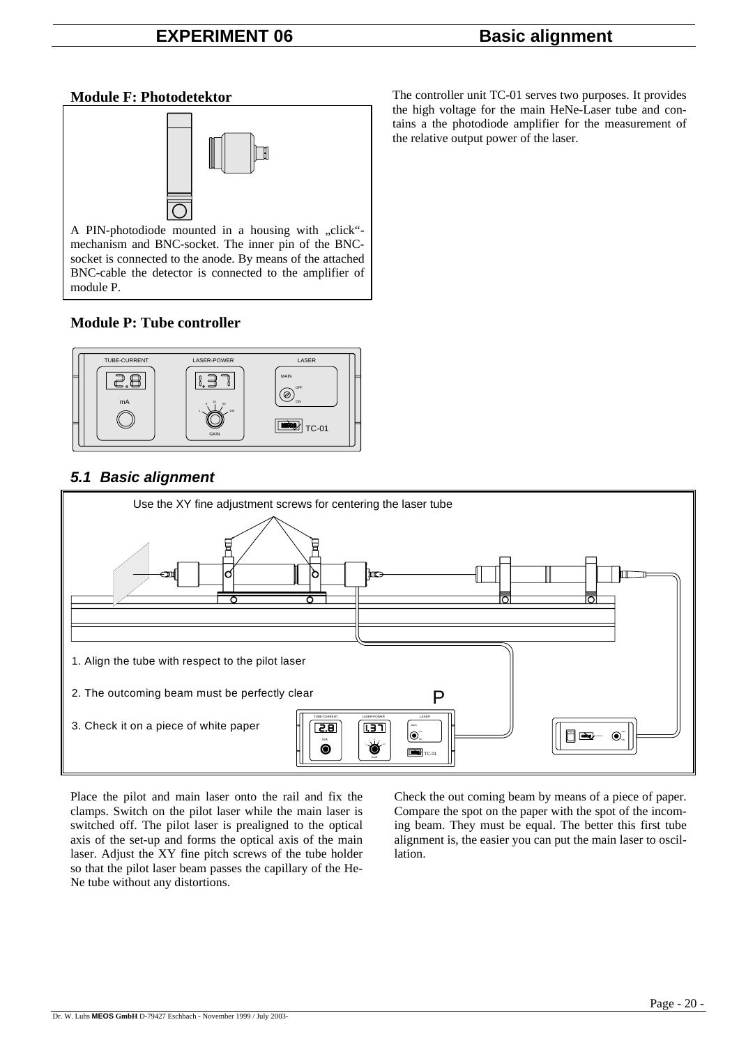## Module F: Photodetektor

A PIN-photodiode mounted in a housing with „click"-mechanism and BNC-socket. The inner pin of the BNC-socket is connected to the anode. By means of the attached BNC-cable the detector is connected to the amplifier of module P.

## Module P: Tube controller

The controller unit TC-01 serves two purposes. It provides the high voltage for the main HeNe-Laser tube and contains a the photodiode amplifier for the measurement of the relative output power of the laser.

### *5.1 Basic alignment*

Use the XY fine adjustment screws for centering the laser tube

1. Align the tube with respect to the pilot laser
2. The outcoming beam must be perfectly clear
3. Check it on a piece of white paper

Place the pilot and main laser onto the rail and fix the clamps. Switch on the pilot laser while the main laser is switched off. The pilot laser is prealigned to the optical axis of the set-up and forms the optical axis of the main laser. Adjust the XY fine pitch screws of the tube holder so that the pilot laser beam passes the capillary of the He-Ne tube without any distortions.

Check the out coming beam by means of a piece of paper. Compare the spot on the paper with the spot of the incoming beam. They must be equal. The better this first tube alignment is, the easier you can put the main laser to oscillation.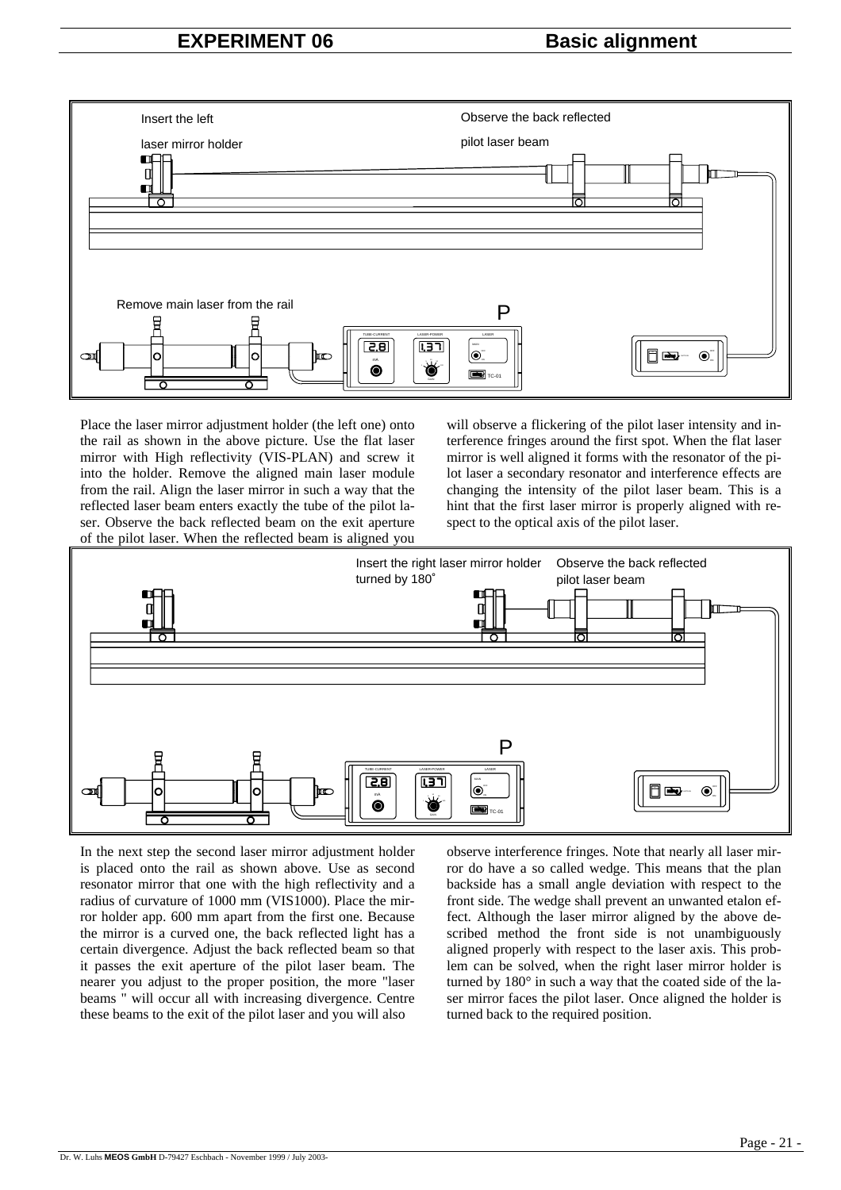# EXPERIMENT 06 Basic alignment

Insert the left laser mirror holder

Observe the back reflected pilot laser beam

Remove main laser from the rail

Place the laser mirror adjustment holder (the left one) onto the rail as shown in the above picture. Use the flat laser mirror with High reflectivity (VIS-PLAN) and screw it into the holder. Remove the aligned main laser module from the rail. Align the laser mirror in such a way that the reflected laser beam enters exactly the tube of the pilot laser. Observe the back reflected beam on the exit aperture of the pilot laser. When the reflected beam is aligned you will observe a flickering of the pilot laser intensity and interference fringes around the first spot. When the flat laser mirror is well aligned it forms with the resonator of the pilot laser a secondary resonator and interference effects are changing the intensity of the pilot laser beam. This is a hint that the first laser mirror is properly aligned with respect to the optical axis of the pilot laser.

Insert the right laser mirror holder turned by 180°

Observe the back reflected pilot laser beam

In the next step the second laser mirror adjustment holder is placed onto the rail as shown above. Use as second resonator mirror that one with the high reflectivity and a radius of curvature of 1000 mm (VIS1000). Place the mirror holder app. 600 mm apart from the first one. Because the mirror is a curved one, the back reflected light has a certain divergence. Adjust the back reflected beam so that it passes the exit aperture of the pilot laser beam. The nearer you adjust to the proper position, the more "laser beams " will occur all with increasing divergence. Centre these beams to the exit of the pilot laser and you will also observe interference fringes. Note that nearly all laser mirror do have a so called wedge. This means that the plan backside has a small angle deviation with respect to the front side. The wedge shall prevent an unwanted etalon effect. Although the laser mirror aligned by the above described method the front side is not unambiguously aligned properly with respect to the laser axis. This problem can be solved, when the right laser mirror holder is turned by 180° in such a way that the coated side of the laser mirror faces the pilot laser. Once aligned the holder is turned back to the required position.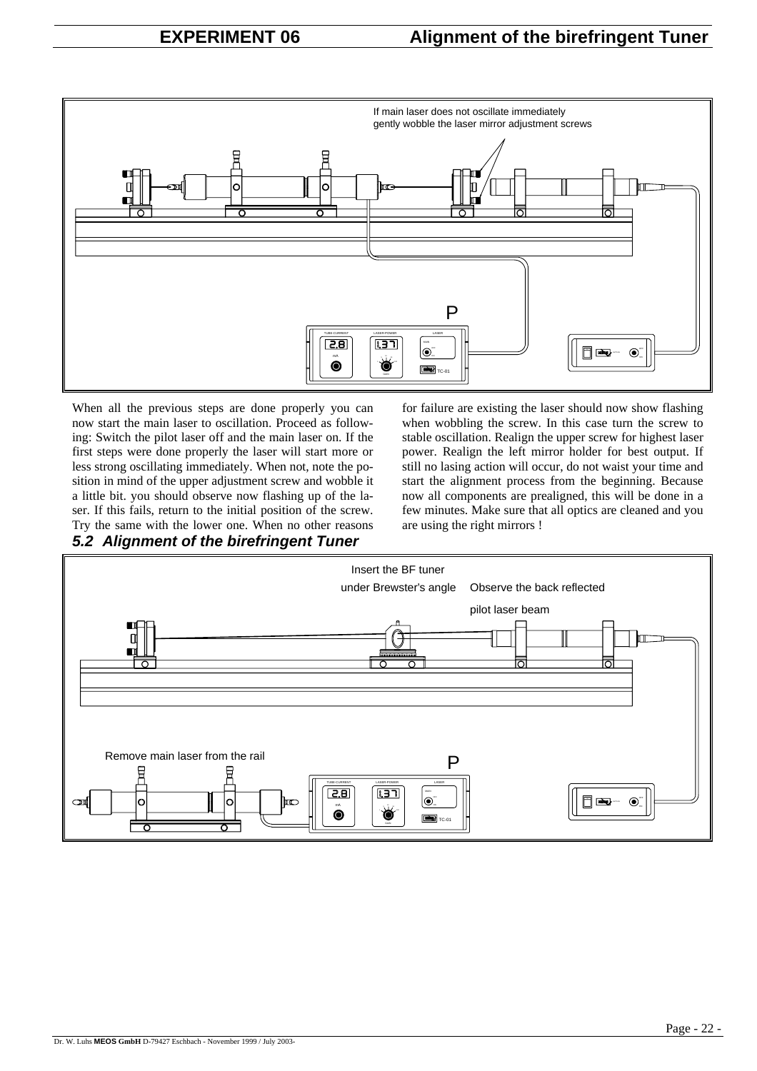When all the previous steps are done properly you can now start the main laser to oscillation. Proceed as following: Switch the pilot laser off and the main laser on. If the first steps were done properly the laser will start more or less strong oscillating immediately. When not, note the position in mind of the upper adjustment screw and wobble it a little bit. you should observe now flashing up of the laser. If this fails, return to the initial position of the screw. Try the same with the lower one. When no other reasons for failure are existing the laser should now show flashing when wobbling the screw. In this case turn the screw to stable oscillation. Realign the upper screw for highest laser power. Realign the left mirror holder for best output. If still no lasing action will occur, do not waist your time and start the alignment process from the beginning. Because now all components are prealigned, this will be done in a few minutes. Make sure that all optics are cleaned and you are using the right mirrors !

### *5.2 Alignment of the birefringent Tuner*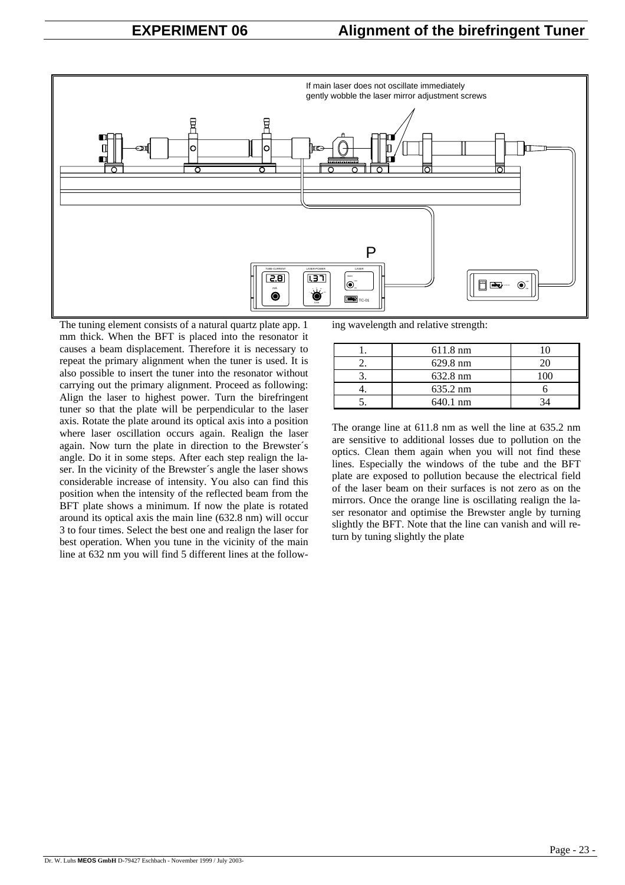# EXPERIMENT 06 Alignment of the birefringent Tuner

If main laser does not oscillate immediately gently wobble the laser mirror adjustment screws

The tuning element consists of a natural quartz plate app. 1 mm thick. When the BFT is placed into the resonator it causes a beam displacement. Therefore it is necessary to repeat the primary alignment when the tuner is used. It is also possible to insert the tuner into the resonator without carrying out the primary alignment. Proceed as following: Align the laser to highest power. Turn the birefringent tuner so that the plate will be perpendicular to the laser axis. Rotate the plate around its optical axis into a position where laser oscillation occurs again. Realign the laser again. Now turn the plate in direction to the Brewster´s angle. Do it in some steps. After each step realign the laser. In the vicinity of the Brewster´s angle the laser shows considerable increase of intensity. You also can find this position when the intensity of the reflected beam from the BFT plate shows a minimum. If now the plate is rotated around its optical axis the main line (632.8 nm) will occur 3 to four times. Select the best one and realign the laser for best operation. When you tune in the vicinity of the main line at 632 nm you will find 5 different lines at the following wavelength and relative strength:

| | | |
|---|---|---|
| 1. | 611.8 nm | 10 |
| 2. | 629.8 nm | 20 |
| 3. | 632.8 nm | 100 |
| 4. | 635.2 nm | 6 |
| 5. | 640.1 nm | 34 |

The orange line at 611.8 nm as well the line at 635.2 nm are sensitive to additional losses due to pollution on the optics. Clean them again when you will not find these lines. Especially the windows of the tube and the BFT plate are exposed to pollution because the electrical field of the laser beam on their surfaces is not zero as on the mirrors. Once the orange line is oscillating realign the laser resonator and optimise the Brewster angle by turning slightly the BFT. Note that the line can vanish and will return by tuning slightly the plate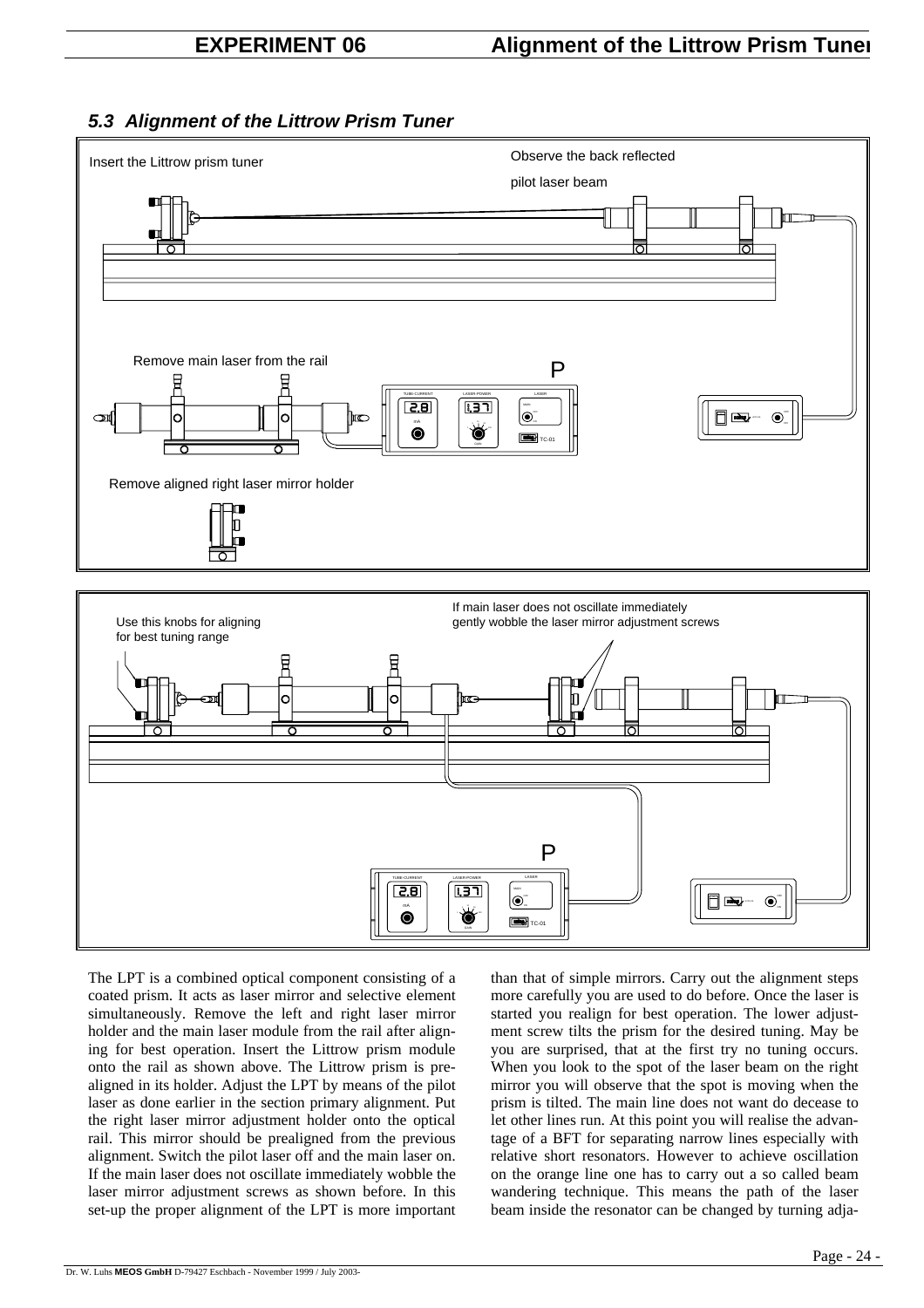## 5.3 *Alignment of the Littrow Prism Tuner*

Insert the Littrow prism tuner

Observe the back reflected pilot laser beam

Remove main laser from the rail

Remove aligned right laser mirror holder

Use this knobs for aligning for best tuning range

If main laser does not oscillate immediately gently wobble the laser mirror adjustment screws

The LPT is a combined optical component consisting of a coated prism. It acts as laser mirror and selective element simultaneously. Remove the left and right laser mirror holder and the main laser module from the rail after aligning for best operation. Insert the Littrow prism module onto the rail as shown above. The Littrow prism is prealigned in its holder. Adjust the LPT by means of the pilot laser as done earlier in the section primary alignment. Put the right laser mirror adjustment holder onto the optical rail. This mirror should be prealigned from the previous alignment. Switch the pilot laser off and the main laser on. If the main laser does not oscillate immediately wobble the laser mirror adjustment screws as shown before. In this set-up the proper alignment of the LPT is more important than that of simple mirrors. Carry out the alignment steps more carefully you are used to do before. Once the laser is started you realign for best operation. The lower adjustment screw tilts the prism for the desired tuning. May be you are surprised, that at the first try no tuning occurs. When you look to the spot of the laser beam on the right mirror you will observe that the spot is moving when the prism is tilted. The main line does not want do decease to let other lines run. At this point you will realise the advantage of a BFT for separating narrow lines especially with relative short resonators. However to achieve oscillation on the orange line one has to carry out a so called beam wandering technique. This means the path of the laser beam inside the resonator can be changed by turning adja-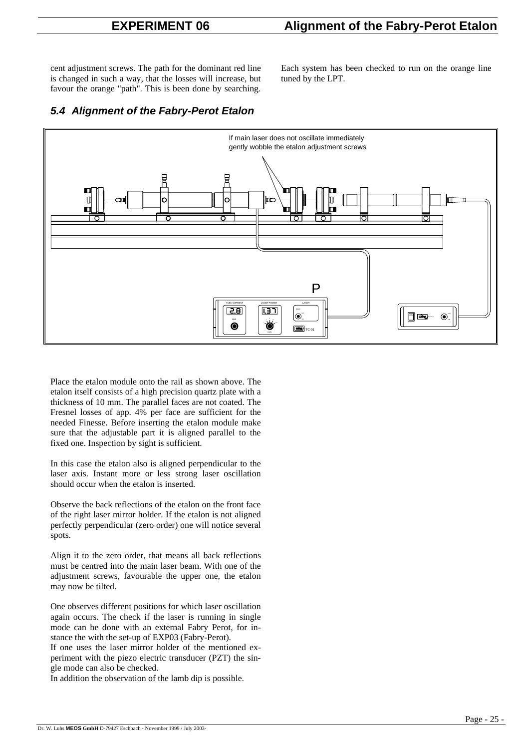cent adjustment screws. The path for the dominant red line is changed in such a way, that the losses will increase, but favour the orange "path". This is been done by searching.

Each system has been checked to run on the orange line tuned by the LPT.

### 5.4 Alignment of the Fabry-Perot Etalon

If main laser does not oscillate immediately gently wobble the etalon adjustment screws

Place the etalon module onto the rail as shown above. The etalon itself consists of a high precision quartz plate with a thickness of 10 mm. The parallel faces are not coated. The Fresnel losses of app. 4% per face are sufficient for the needed Finesse. Before inserting the etalon module make sure that the adjustable part it is aligned parallel to the fixed one. Inspection by sight is sufficient.

In this case the etalon also is aligned perpendicular to the laser axis. Instant more or less strong laser oscillation should occur when the etalon is inserted.

Observe the back reflections of the etalon on the front face of the right laser mirror holder. If the etalon is not aligned perfectly perpendicular (zero order) one will notice several spots.

Align it to the zero order, that means all back reflections must be centred into the main laser beam. With one of the adjustment screws, favourable the upper one, the etalon may now be tilted.

One observes different positions for which laser oscillation again occurs. The check if the laser is running in single mode can be done with an external Fabry Perot, for instance the with the set-up of EXP03 (Fabry-Perot).
If one uses the laser mirror holder of the mentioned experiment with the piezo electric transducer (PZT) the single mode can also be checked.
In addition the observation of the lamb dip is possible.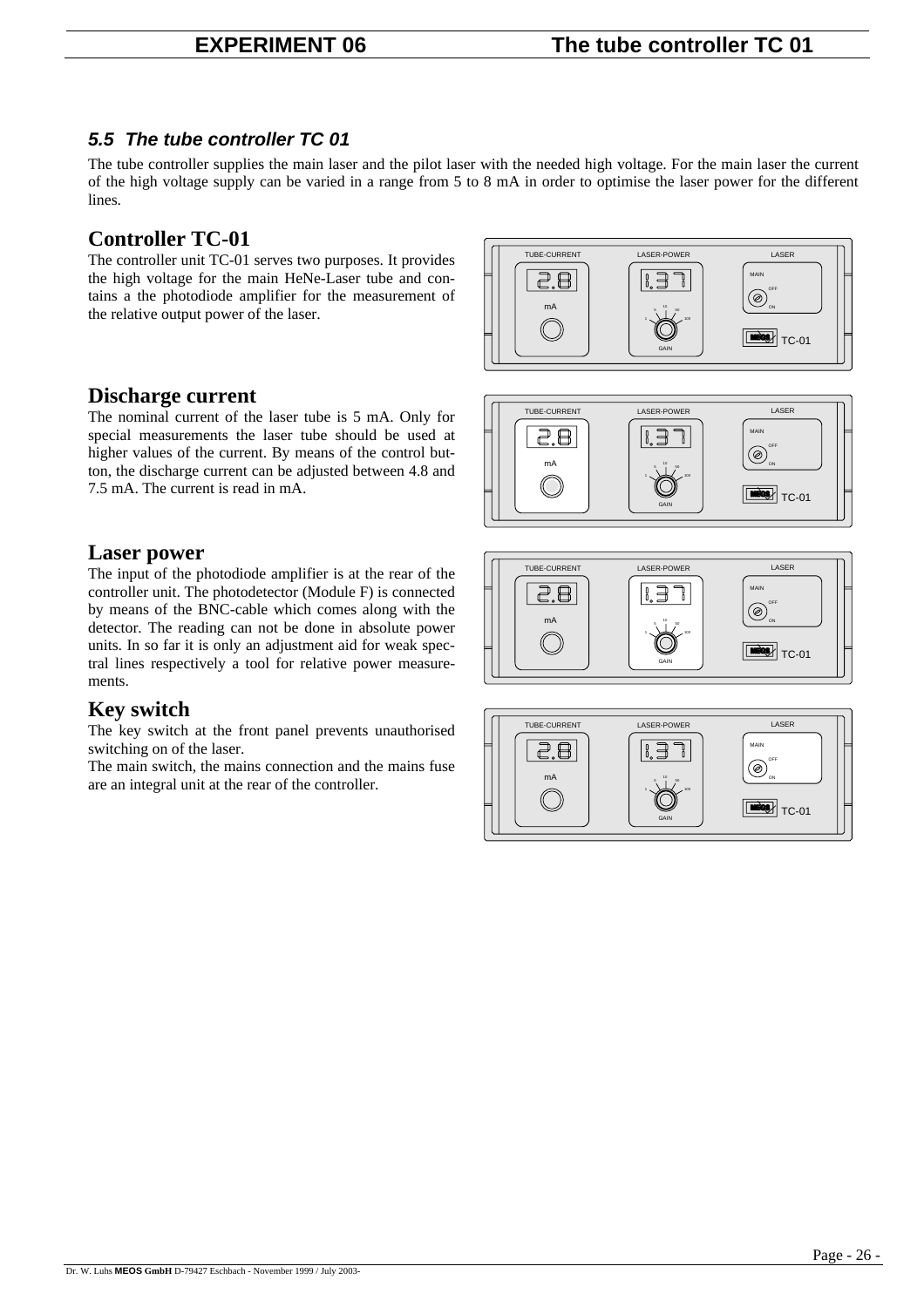### *5.5 The tube controller TC 01*

The tube controller supplies the main laser and the pilot laser with the needed high voltage. For the main laser the current of the high voltage supply can be varied in a range from 5 to 8 mA in order to optimise the laser power for the different lines.

## Controller TC-01

The controller unit TC-01 serves two purposes. It provides the high voltage for the main HeNe-Laser tube and contains a the photodiode amplifier for the measurement of the relative output power of the laser.

## Discharge current

The nominal current of the laser tube is 5 mA. Only for special measurements the laser tube should be used at higher values of the current. By means of the control button, the discharge current can be adjusted between 4.8 and 7.5 mA. The current is read in mA.

## Laser power

The input of the photodiode amplifier is at the rear of the controller unit. The photodetector (Module F) is connected by means of the BNC-cable which comes along with the detector. The reading can not be done in absolute power units. In so far it is only an adjustment aid for weak spectral lines respectively a tool for relative power measurements.

## Key switch

The key switch at the front panel prevents unauthorised switching on of the laser.

The main switch, the mains connection and the mains fuse are an integral unit at the rear of the controller.